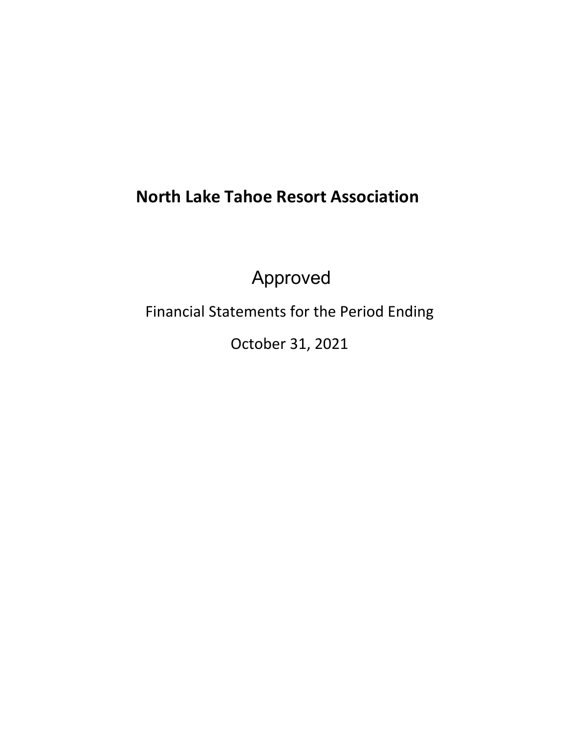# North Lake Tahoe Resort Association

Approved

Financial Statements for the Period Ending

October 31, 2021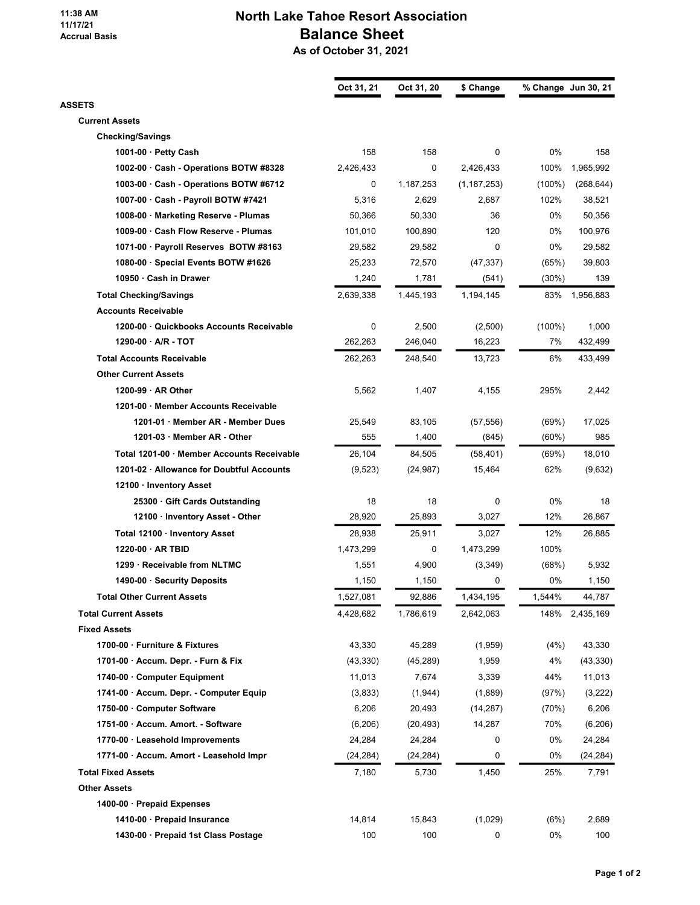11:38 AM
11/17/21
Accrual Basis

# North Lake Tahoe Resort Association
## Balance Sheet
### As of October 31, 2021

| | Oct 31, 21 | Oct 31, 20 | $ Change | % Change | Jun 30, 21 |
|---|---|---|---|---|---|
| **ASSETS** | | | | | |
| **Current Assets** | | | | | |
| **Checking/Savings** | | | | | |
| 1001-00 · Petty Cash | 158 | 158 | 0 | 0% | 158 |
| 1002-00 · Cash - Operations BOTW #8328 | 2,426,433 | 0 | 2,426,433 | 100% | 1,965,992 |
| 1003-00 · Cash - Operations BOTW #6712 | 0 | 1,187,253 | (1,187,253) | (100%) | (268,644) |
| 1007-00 · Cash - Payroll BOTW #7421 | 5,316 | 2,629 | 2,687 | 102% | 38,521 |
| 1008-00 · Marketing Reserve - Plumas | 50,366 | 50,330 | 36 | 0% | 50,356 |
| 1009-00 · Cash Flow Reserve - Plumas | 101,010 | 100,890 | 120 | 0% | 100,976 |
| 1071-00 · Payroll Reserves BOTW #8163 | 29,582 | 29,582 | 0 | 0% | 29,582 |
| 1080-00 · Special Events BOTW #1626 | 25,233 | 72,570 | (47,337) | (65%) | 39,803 |
| 10950 · Cash in Drawer | 1,240 | 1,781 | (541) | (30%) | 139 |
| **Total Checking/Savings** | 2,639,338 | 1,445,193 | 1,194,145 | 83% | 1,956,883 |
| **Accounts Receivable** | | | | | |
| 1200-00 · Quickbooks Accounts Receivable | 0 | 2,500 | (2,500) | (100%) | 1,000 |
| 1290-00 · A/R - TOT | 262,263 | 246,040 | 16,223 | 7% | 432,499 |
| **Total Accounts Receivable** | 262,263 | 248,540 | 13,723 | 6% | 433,499 |
| **Other Current Assets** | | | | | |
| 1200-99 · AR Other | 5,562 | 1,407 | 4,155 | 295% | 2,442 |
| 1201-00 · Member Accounts Receivable | | | | | |
| 1201-01 · Member AR - Member Dues | 25,549 | 83,105 | (57,556) | (69%) | 17,025 |
| 1201-03 · Member AR - Other | 555 | 1,400 | (845) | (60%) | 985 |
| Total 1201-00 · Member Accounts Receivable | 26,104 | 84,505 | (58,401) | (69%) | 18,010 |
| 1201-02 · Allowance for Doubtful Accounts | (9,523) | (24,987) | 15,464 | 62% | (9,632) |
| 12100 · Inventory Asset | | | | | |
| 25300 · Gift Cards Outstanding | 18 | 18 | 0 | 0% | 18 |
| 12100 · Inventory Asset - Other | 28,920 | 25,893 | 3,027 | 12% | 26,867 |
| Total 12100 · Inventory Asset | 28,938 | 25,911 | 3,027 | 12% | 26,885 |
| 1220-00 · AR TBID | 1,473,299 | 0 | 1,473,299 | 100% | |
| 1299 · Receivable from NLTMC | 1,551 | 4,900 | (3,349) | (68%) | 5,932 |
| 1490-00 · Security Deposits | 1,150 | 1,150 | 0 | 0% | 1,150 |
| **Total Other Current Assets** | 1,527,081 | 92,886 | 1,434,195 | 1,544% | 44,787 |
| **Total Current Assets** | 4,428,682 | 1,786,619 | 2,642,063 | 148% | 2,435,169 |
| **Fixed Assets** | | | | | |
| 1700-00 · Furniture & Fixtures | 43,330 | 45,289 | (1,959) | (4%) | 43,330 |
| 1701-00 · Accum. Depr. - Furn & Fix | (43,330) | (45,289) | 1,959 | 4% | (43,330) |
| 1740-00 · Computer Equipment | 11,013 | 7,674 | 3,339 | 44% | 11,013 |
| 1741-00 · Accum. Depr. - Computer Equip | (3,833) | (1,944) | (1,889) | (97%) | (3,222) |
| 1750-00 · Computer Software | 6,206 | 20,493 | (14,287) | (70%) | 6,206 |
| 1751-00 · Accum. Amort. - Software | (6,206) | (20,493) | 14,287 | 70% | (6,206) |
| 1770-00 · Leasehold Improvements | 24,284 | 24,284 | 0 | 0% | 24,284 |
| 1771-00 · Accum. Amort - Leasehold Impr | (24,284) | (24,284) | 0 | 0% | (24,284) |
| **Total Fixed Assets** | 7,180 | 5,730 | 1,450 | 25% | 7,791 |
| **Other Assets** | | | | | |
| 1400-00 · Prepaid Expenses | | | | | |
| 1410-00 · Prepaid Insurance | 14,814 | 15,843 | (1,029) | (6%) | 2,689 |
| 1430-00 · Prepaid 1st Class Postage | 100 | 100 | 0 | 0% | 100 |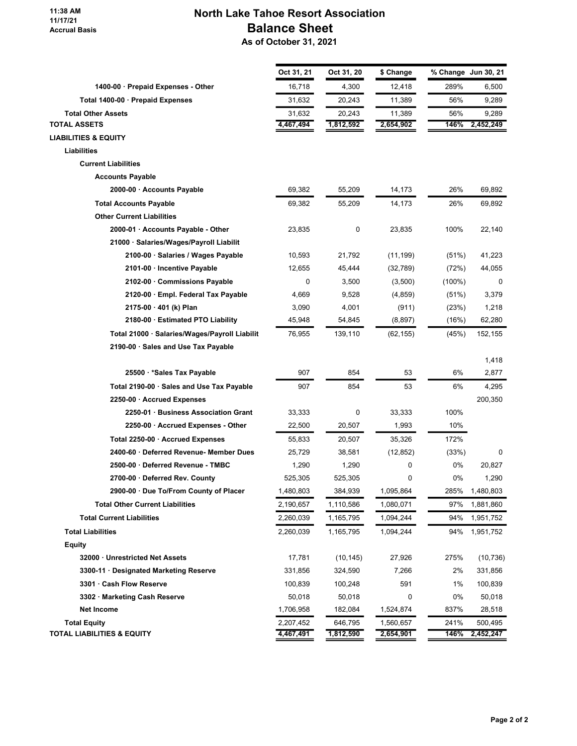11:38 AM
11/17/21
Accrual Basis

# North Lake Tahoe Resort Association
## Balance Sheet
### As of October 31, 2021

| | Oct 31, 21 | Oct 31, 20 | $ Change | % Change | Jun 30, 21 |
|---|---|---|---|---|---|
| 1400-00 · Prepaid Expenses - Other | 16,718 | 4,300 | 12,418 | 289% | 6,500 |
| Total 1400-00 · Prepaid Expenses | 31,632 | 20,243 | 11,389 | 56% | 9,289 |
| **Total Other Assets** | 31,632 | 20,243 | 11,389 | 56% | 9,289 |
| **TOTAL ASSETS** | 4,467,494 | 1,812,592 | 2,654,902 | 146% | 2,452,249 |
| **LIABILITIES & EQUITY** | | | | | |
| **Liabilities** | | | | | |
| **Current Liabilities** | | | | | |
| **Accounts Payable** | | | | | |
| 2000-00 · Accounts Payable | 69,382 | 55,209 | 14,173 | 26% | 69,892 |
| **Total Accounts Payable** | 69,382 | 55,209 | 14,173 | 26% | 69,892 |
| **Other Current Liabilities** | | | | | |
| 2000-01 · Accounts Payable - Other | 23,835 | 0 | 23,835 | 100% | 22,140 |
| 21000 · Salaries/Wages/Payroll Liabilit | | | | | |
| 2100-00 · Salaries / Wages Payable | 10,593 | 21,792 | (11,199) | (51%) | 41,223 |
| 2101-00 · Incentive Payable | 12,655 | 45,444 | (32,789) | (72%) | 44,055 |
| 2102-00 · Commissions Payable | 0 | 3,500 | (3,500) | (100%) | 0 |
| 2120-00 · Empl. Federal Tax Payable | 4,669 | 9,528 | (4,859) | (51%) | 3,379 |
| 2175-00 · 401 (k) Plan | 3,090 | 4,001 | (911) | (23%) | 1,218 |
| 2180-00 · Estimated PTO Liability | 45,948 | 54,845 | (8,897) | (16%) | 62,280 |
| Total 21000 · Salaries/Wages/Payroll Liabilit | 76,955 | 139,110 | (62,155) | (45%) | 152,155 |
| 2190-00 · Sales and Use Tax Payable | | | | | 1,418 |
| 25500 · *Sales Tax Payable | 907 | 854 | 53 | 6% | 2,877 |
| Total 2190-00 · Sales and Use Tax Payable | 907 | 854 | 53 | 6% | 4,295 |
| 2250-00 · Accrued Expenses | | | | | 200,350 |
| 2250-01 · Business Association Grant | 33,333 | 0 | 33,333 | 100% | |
| 2250-00 · Accrued Expenses - Other | 22,500 | 20,507 | 1,993 | 10% | |
| Total 2250-00 · Accrued Expenses | 55,833 | 20,507 | 35,326 | 172% | |
| 2400-60 · Deferred Revenue- Member Dues | 25,729 | 38,581 | (12,852) | (33%) | 0 |
| 2500-00 · Deferred Revenue - TMBC | 1,290 | 1,290 | 0 | 0% | 20,827 |
| 2700-00 · Deferred Rev. County | 525,305 | 525,305 | 0 | 0% | 1,290 |
| 2900-00 · Due To/From County of Placer | 1,480,803 | 384,939 | 1,095,864 | 285% | 1,480,803 |
| **Total Other Current Liabilities** | 2,190,657 | 1,110,586 | 1,080,071 | 97% | 1,881,860 |
| **Total Current Liabilities** | 2,260,039 | 1,165,795 | 1,094,244 | 94% | 1,951,752 |
| **Total Liabilities** | 2,260,039 | 1,165,795 | 1,094,244 | 94% | 1,951,752 |
| **Equity** | | | | | |
| 32000 · Unrestricted Net Assets | 17,781 | (10,145) | 27,926 | 275% | (10,736) |
| 3300-11 · Designated Marketing Reserve | 331,856 | 324,590 | 7,266 | 2% | 331,856 |
| 3301 · Cash Flow Reserve | 100,839 | 100,248 | 591 | 1% | 100,839 |
| 3302 · Marketing Cash Reserve | 50,018 | 50,018 | 0 | 0% | 50,018 |
| Net Income | 1,706,958 | 182,084 | 1,524,874 | 837% | 28,518 |
| **Total Equity** | 2,207,452 | 646,795 | 1,560,657 | 241% | 500,495 |
| **TOTAL LIABILITIES & EQUITY** | 4,467,491 | 1,812,590 | 2,654,901 | 146% | 2,452,247 |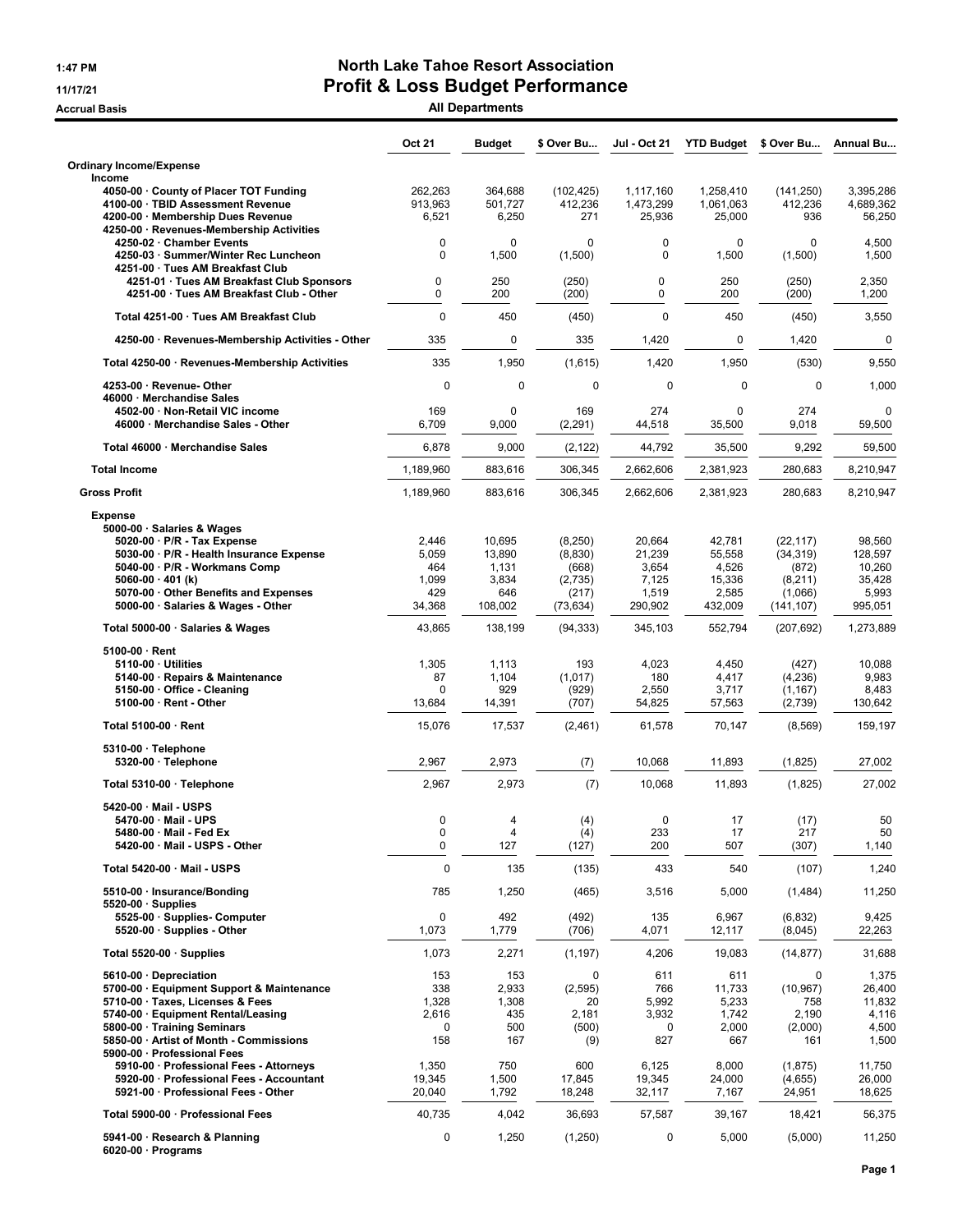# North Lake Tahoe Resort Association

## Profit & Loss Budget Performance

1:47 PM
11/17/21
Accrual Basis

### All Departments

| | Oct 21 | Budget | $ Over Bu... | Jul - Oct 21 | YTD Budget | $ Over Bu... | Annual Bu... |
|---|---|---|---|---|---|---|---|
| **Ordinary Income/Expense** | | | | | | | |
| **Income** | | | | | | | |
| 4050-00 · County of Placer TOT Funding | 262,263 | 364,688 | (102,425) | 1,117,160 | 1,258,410 | (141,250) | 3,395,286 |
| 4100-00 · TBID Assessment Revenue | 913,963 | 501,727 | 412,236 | 1,473,299 | 1,061,063 | 412,236 | 4,689,362 |
| 4200-00 · Membership Dues Revenue | 6,521 | 6,250 | 271 | 25,936 | 25,000 | 936 | 56,250 |
| 4250-00 · Revenues-Membership Activities | | | | | | | |
| 4250-02 · Chamber Events | 0 | 0 | 0 | 0 | 0 | 0 | 4,500 |
| 4250-03 · Summer/Winter Rec Luncheon | 0 | 1,500 | (1,500) | 0 | 1,500 | (1,500) | 1,500 |
| 4251-00 · Tues AM Breakfast Club | | | | | | | |
| 4251-01 · Tues AM Breakfast Club Sponsors | 0 | 250 | (250) | 0 | 250 | (250) | 2,350 |
| 4251-00 · Tues AM Breakfast Club - Other | 0 | 200 | (200) | 0 | 200 | (200) | 1,200 |
| Total 4251-00 · Tues AM Breakfast Club | 0 | 450 | (450) | 0 | 450 | (450) | 3,550 |
| 4250-00 · Revenues-Membership Activities - Other | 335 | 0 | 335 | 1,420 | 0 | 1,420 | 0 |
| Total 4250-00 · Revenues-Membership Activities | 335 | 1,950 | (1,615) | 1,420 | 1,950 | (530) | 9,550 |
| 4253-00 · Revenue- Other | 0 | 0 | 0 | 0 | 0 | 0 | 1,000 |
| 46000 · Merchandise Sales | | | | | | | |
| 4502-00 · Non-Retail VIC income | 169 | 0 | 169 | 274 | 0 | 274 | 0 |
| 46000 · Merchandise Sales - Other | 6,709 | 9,000 | (2,291) | 44,518 | 35,500 | 9,018 | 59,500 |
| Total 46000 · Merchandise Sales | 6,878 | 9,000 | (2,122) | 44,792 | 35,500 | 9,292 | 59,500 |
| **Total Income** | 1,189,960 | 883,616 | 306,345 | 2,662,606 | 2,381,923 | 280,683 | 8,210,947 |
| **Gross Profit** | 1,189,960 | 883,616 | 306,345 | 2,662,606 | 2,381,923 | 280,683 | 8,210,947 |
| **Expense** | | | | | | | |
| 5000-00 · Salaries & Wages | | | | | | | |
| 5020-00 · P/R - Tax Expense | 2,446 | 10,695 | (8,250) | 20,664 | 42,781 | (22,117) | 98,560 |
| 5030-00 · P/R - Health Insurance Expense | 5,059 | 13,890 | (8,830) | 21,239 | 55,558 | (34,319) | 128,597 |
| 5040-00 · P/R - Workmans Comp | 464 | 1,131 | (668) | 3,654 | 4,526 | (872) | 10,260 |
| 5060-00 · 401 (k) | 1,099 | 3,834 | (2,735) | 7,125 | 15,336 | (8,211) | 35,428 |
| 5070-00 · Other Benefits and Expenses | 429 | 646 | (217) | 1,519 | 2,585 | (1,066) | 5,993 |
| 5000-00 · Salaries & Wages - Other | 34,368 | 108,002 | (73,634) | 290,902 | 432,009 | (141,107) | 995,051 |
| Total 5000-00 · Salaries & Wages | 43,865 | 138,199 | (94,333) | 345,103 | 552,794 | (207,692) | 1,273,889 |
| 5100-00 · Rent | | | | | | | |
| 5110-00 · Utilities | 1,305 | 1,113 | 193 | 4,023 | 4,450 | (427) | 10,088 |
| 5140-00 · Repairs & Maintenance | 87 | 1,104 | (1,017) | 180 | 4,417 | (4,236) | 9,983 |
| 5150-00 · Office - Cleaning | 0 | 929 | (929) | 2,550 | 3,717 | (1,167) | 8,483 |
| 5100-00 · Rent - Other | 13,684 | 14,391 | (707) | 54,825 | 57,563 | (2,739) | 130,642 |
| Total 5100-00 · Rent | 15,076 | 17,537 | (2,461) | 61,578 | 70,147 | (8,569) | 159,197 |
| 5310-00 · Telephone | | | | | | | |
| 5320-00 · Telephone | 2,967 | 2,973 | (7) | 10,068 | 11,893 | (1,825) | 27,002 |
| Total 5310-00 · Telephone | 2,967 | 2,973 | (7) | 10,068 | 11,893 | (1,825) | 27,002 |
| 5420-00 · Mail - USPS | | | | | | | |
| 5470-00 · Mail - UPS | 0 | 4 | (4) | 0 | 17 | (17) | 50 |
| 5480-00 · Mail - Fed Ex | 0 | 4 | (4) | 233 | 17 | 217 | 50 |
| 5420-00 · Mail - USPS - Other | 0 | 127 | (127) | 200 | 507 | (307) | 1,140 |
| Total 5420-00 · Mail - USPS | 0 | 135 | (135) | 433 | 540 | (107) | 1,240 |
| 5510-00 · Insurance/Bonding | 785 | 1,250 | (465) | 3,516 | 5,000 | (1,484) | 11,250 |
| 5520-00 · Supplies | | | | | | | |
| 5525-00 · Supplies- Computer | 0 | 492 | (492) | 135 | 6,967 | (6,832) | 9,425 |
| 5520-00 · Supplies - Other | 1,073 | 1,779 | (706) | 4,071 | 12,117 | (8,045) | 22,263 |
| Total 5520-00 · Supplies | 1,073 | 2,271 | (1,197) | 4,206 | 19,083 | (14,877) | 31,688 |
| 5610-00 · Depreciation | 153 | 153 | 0 | 611 | 611 | 0 | 1,375 |
| 5700-00 · Equipment Support & Maintenance | 338 | 2,933 | (2,595) | 766 | 11,733 | (10,967) | 26,400 |
| 5710-00 · Taxes, Licenses & Fees | 1,328 | 1,308 | 20 | 5,992 | 5,233 | 758 | 11,832 |
| 5740-00 · Equipment Rental/Leasing | 2,616 | 435 | 2,181 | 3,932 | 1,742 | 2,190 | 4,116 |
| 5800-00 · Training Seminars | 0 | 500 | (500) | 0 | 2,000 | (2,000) | 4,500 |
| 5850-00 · Artist of Month - Commissions | 158 | 167 | (9) | 827 | 667 | 161 | 1,500 |
| 5900-00 · Professional Fees | | | | | | | |
| 5910-00 · Professional Fees - Attorneys | 1,350 | 750 | 600 | 6,125 | 8,000 | (1,875) | 11,750 |
| 5920-00 · Professional Fees - Accountant | 19,345 | 1,500 | 17,845 | 19,345 | 24,000 | (4,655) | 26,000 |
| 5921-00 · Professional Fees - Other | 20,040 | 1,792 | 18,248 | 32,117 | 7,167 | 24,951 | 18,625 |
| Total 5900-00 · Professional Fees | 40,735 | 4,042 | 36,693 | 57,587 | 39,167 | 18,421 | 56,375 |
| 5941-00 · Research & Planning | 0 | 1,250 | (1,250) | 0 | 5,000 | (5,000) | 11,250 |
| 6020-00 · Programs | | | | | | | |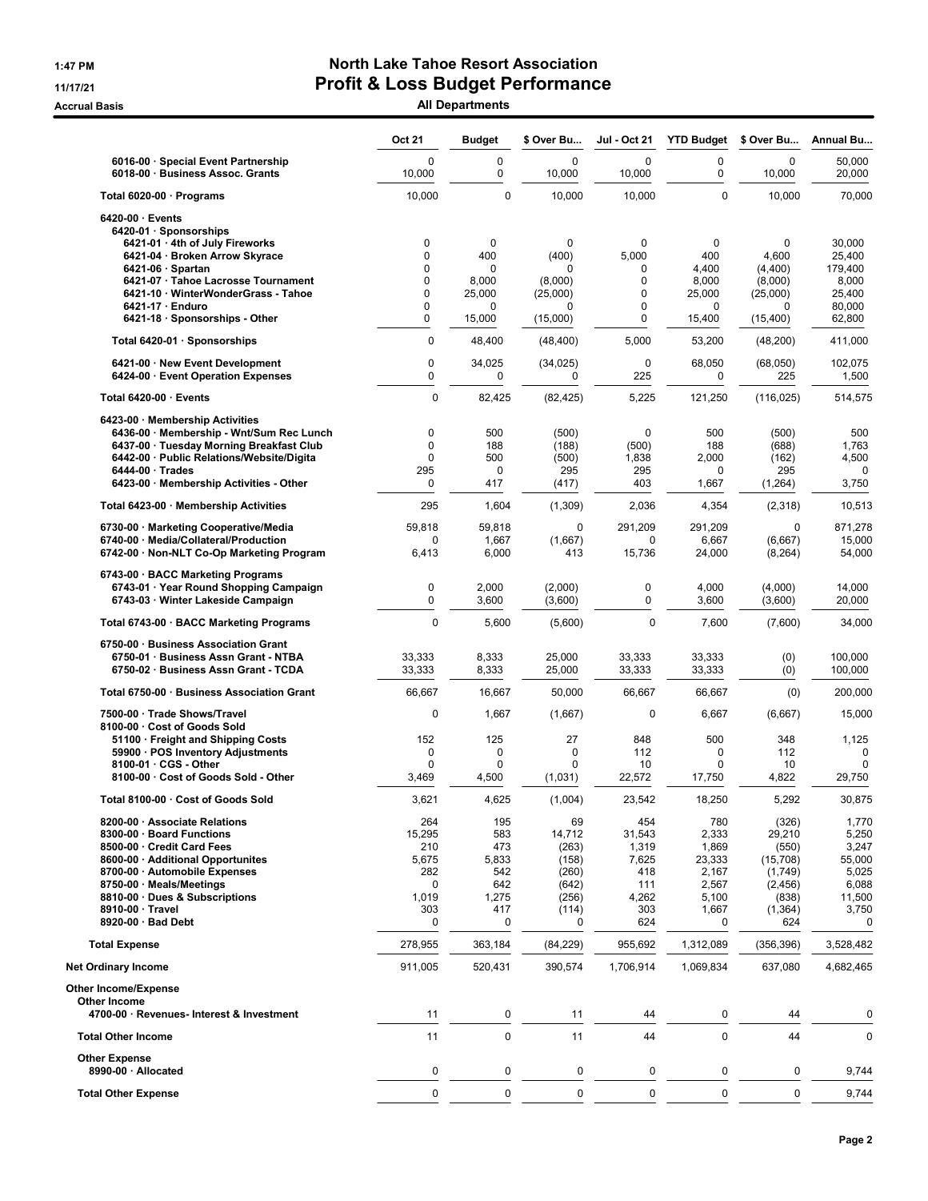# North Lake Tahoe Resort Association

## Profit & Loss Budget Performance

1:47 PM
11/17/21
Accrual Basis

**All Departments**

| | Oct 21 | Budget | $ Over Bu... | Jul - Oct 21 | YTD Budget | $ Over Bu... | Annual Bu... |
|---|---|---|---|---|---|---|---|
| 6016-00 · Special Event Partnership | 0 | 0 | 0 | 0 | 0 | 0 | 50,000 |
| 6018-00 · Business Assoc. Grants | 10,000 | 0 | 10,000 | 10,000 | 0 | 10,000 | 20,000 |
| **Total 6020-00 · Programs** | 10,000 | 0 | 10,000 | 10,000 | 0 | 10,000 | 70,000 |
| 6420-00 · Events | | | | | | | |
| 6420-01 · Sponsorships | | | | | | | |
| 6421-01 · 4th of July Fireworks | 0 | 0 | 0 | 0 | 0 | 0 | 30,000 |
| 6421-04 · Broken Arrow Skyrace | 0 | 400 | (400) | 5,000 | 400 | 4,600 | 25,400 |
| 6421-06 · Spartan | 0 | 0 | 0 | 0 | 4,400 | (4,400) | 179,400 |
| 6421-07 · Tahoe Lacrosse Tournament | 0 | 8,000 | (8,000) | 0 | 8,000 | (8,000) | 8,000 |
| 6421-10 · WinterWonderGrass - Tahoe | 0 | 25,000 | (25,000) | 0 | 25,000 | (25,000) | 25,400 |
| 6421-17 · Enduro | 0 | 0 | 0 | 0 | 0 | 0 | 80,000 |
| 6421-18 · Sponsorships - Other | 0 | 15,000 | (15,000) | 0 | 15,400 | (15,400) | 62,800 |
| **Total 6420-01 · Sponsorships** | 0 | 48,400 | (48,400) | 5,000 | 53,200 | (48,200) | 411,000 |
| 6421-00 · New Event Development | 0 | 34,025 | (34,025) | 0 | 68,050 | (68,050) | 102,075 |
| 6424-00 · Event Operation Expenses | 0 | 0 | 0 | 225 | 0 | 225 | 1,500 |
| **Total 6420-00 · Events** | 0 | 82,425 | (82,425) | 5,225 | 121,250 | (116,025) | 514,575 |
| 6423-00 · Membership Activities | | | | | | | |
| 6436-00 · Membership - Wnt/Sum Rec Lunch | 0 | 500 | (500) | 0 | 500 | (500) | 500 |
| 6437-00 · Tuesday Morning Breakfast Club | 0 | 188 | (188) | (500) | 188 | (688) | 1,763 |
| 6442-00 · Public Relations/Website/Digita | 0 | 500 | (500) | 1,838 | 2,000 | (162) | 4,500 |
| 6444-00 · Trades | 295 | 0 | 295 | 295 | 0 | 295 | 0 |
| 6423-00 · Membership Activities - Other | 0 | 417 | (417) | 403 | 1,667 | (1,264) | 3,750 |
| **Total 6423-00 · Membership Activities** | 295 | 1,604 | (1,309) | 2,036 | 4,354 | (2,318) | 10,513 |
| 6730-00 · Marketing Cooperative/Media | 59,818 | 59,818 | 0 | 291,209 | 291,209 | 0 | 871,278 |
| 6740-00 · Media/Collateral/Production | 0 | 1,667 | (1,667) | 0 | 6,667 | (6,667) | 15,000 |
| 6742-00 · Non-NLT Co-Op Marketing Program | 6,413 | 6,000 | 413 | 15,736 | 24,000 | (8,264) | 54,000 |
| 6743-00 · BACC Marketing Programs | | | | | | | |
| 6743-01 · Year Round Shopping Campaign | 0 | 2,000 | (2,000) | 0 | 4,000 | (4,000) | 14,000 |
| 6743-03 · Winter Lakeside Campaign | 0 | 3,600 | (3,600) | 0 | 3,600 | (3,600) | 20,000 |
| **Total 6743-00 · BACC Marketing Programs** | 0 | 5,600 | (5,600) | 0 | 7,600 | (7,600) | 34,000 |
| 6750-00 · Business Association Grant | | | | | | | |
| 6750-01 · Business Assn Grant - NTBA | 33,333 | 8,333 | 25,000 | 33,333 | 33,333 | (0) | 100,000 |
| 6750-02 · Business Assn Grant - TCDA | 33,333 | 8,333 | 25,000 | 33,333 | 33,333 | (0) | 100,000 |
| **Total 6750-00 · Business Association Grant** | 66,667 | 16,667 | 50,000 | 66,667 | 66,667 | (0) | 200,000 |
| 7500-00 · Trade Shows/Travel | 0 | 1,667 | (1,667) | 0 | 6,667 | (6,667) | 15,000 |
| 8100-00 · Cost of Goods Sold | | | | | | | |
| 51100 · Freight and Shipping Costs | 152 | 125 | 27 | 848 | 500 | 348 | 1,125 |
| 59900 · POS Inventory Adjustments | 0 | 0 | 0 | 112 | 0 | 112 | 0 |
| 8100-01 · CGS - Other | 0 | 0 | 0 | 10 | 0 | 10 | 0 |
| 8100-00 · Cost of Goods Sold - Other | 3,469 | 4,500 | (1,031) | 22,572 | 17,750 | 4,822 | 29,750 |
| **Total 8100-00 · Cost of Goods Sold** | 3,621 | 4,625 | (1,004) | 23,542 | 18,250 | 5,292 | 30,875 |
| 8200-00 · Associate Relations | 264 | 195 | 69 | 454 | 780 | (326) | 1,770 |
| 8300-00 · Board Functions | 15,295 | 583 | 14,712 | 31,543 | 2,333 | 29,210 | 5,250 |
| 8500-00 · Credit Card Fees | 210 | 473 | (263) | 1,319 | 1,869 | (550) | 3,247 |
| 8600-00 · Additional Opportunites | 5,675 | 5,833 | (158) | 7,625 | 23,333 | (15,708) | 55,000 |
| 8700-00 · Automobile Expenses | 282 | 542 | (260) | 418 | 2,167 | (1,749) | 5,025 |
| 8750-00 · Meals/Meetings | 0 | 642 | (642) | 111 | 2,567 | (2,456) | 6,088 |
| 8810-00 · Dues & Subscriptions | 1,019 | 1,275 | (256) | 4,262 | 5,100 | (838) | 11,500 |
| 8910-00 · Travel | 303 | 417 | (114) | 303 | 1,667 | (1,364) | 3,750 |
| 8920-00 · Bad Debt | 0 | 0 | 0 | 624 | 0 | 624 | 0 |
| **Total Expense** | 278,955 | 363,184 | (84,229) | 955,692 | 1,312,089 | (356,396) | 3,528,482 |
| **Net Ordinary Income** | 911,005 | 520,431 | 390,574 | 1,706,914 | 1,069,834 | 637,080 | 4,682,465 |
| Other Income/Expense | | | | | | | |
| Other Income | | | | | | | |
| 4700-00 · Revenues- Interest & Investment | 11 | 0 | 11 | 44 | 0 | 44 | 0 |
| **Total Other Income** | 11 | 0 | 11 | 44 | 0 | 44 | 0 |
| Other Expense | | | | | | | |
| 8990-00 · Allocated | 0 | 0 | 0 | 0 | 0 | 0 | 9,744 |
| **Total Other Expense** | 0 | 0 | 0 | 0 | 0 | 0 | 9,744 |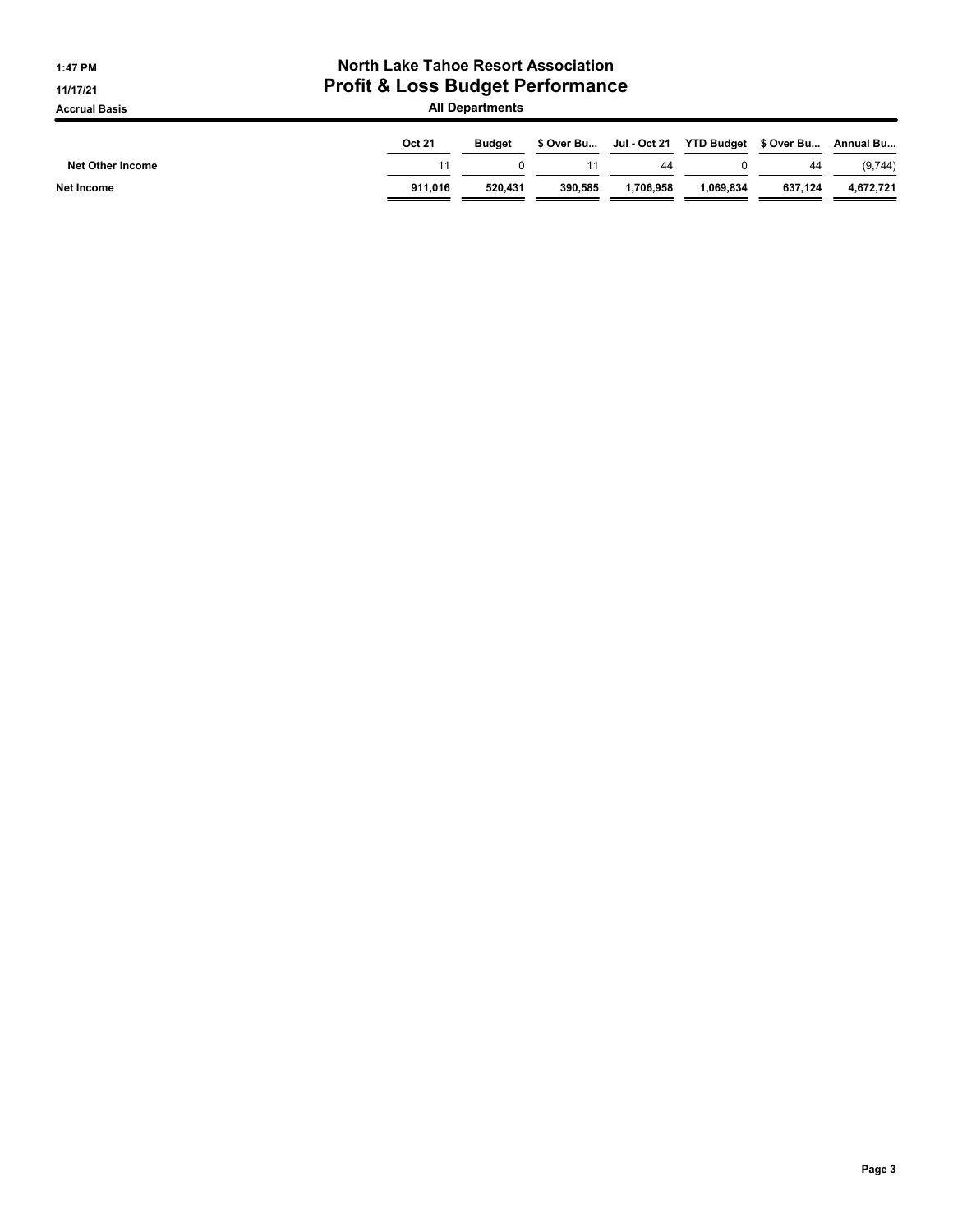# North Lake Tahoe Resort Association

## Profit & Loss Budget Performance

### All Departments

1:47 PM
11/17/21
Accrual Basis

| | Oct 21 | Budget | $ Over Bu... | Jul - Oct 21 | YTD Budget | $ Over Bu... | Annual Bu... |
|---|---|---|---|---|---|---|---|
| Net Other Income | 11 | 0 | 11 | 44 | 0 | 44 | (9,744) |
| Net Income | 911,016 | 520,431 | 390,585 | 1,706,958 | 1,069,834 | 637,124 | 4,672,721 |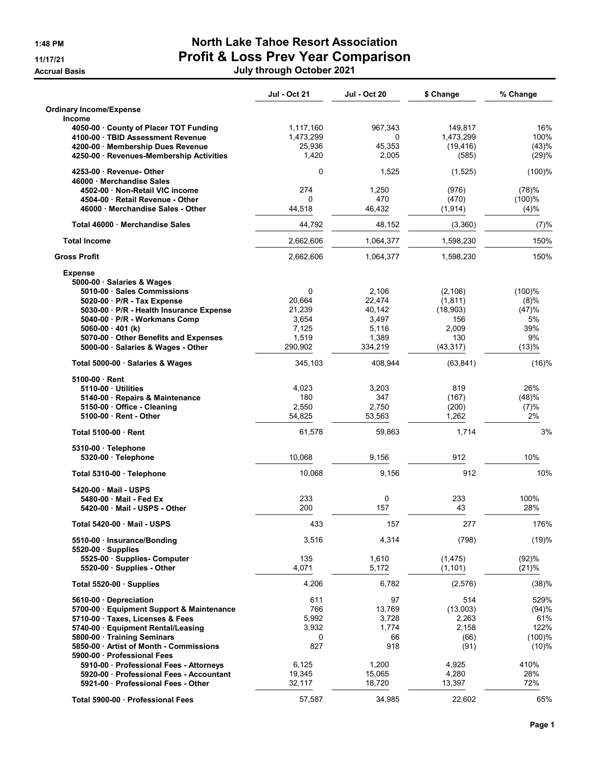# North Lake Tahoe Resort Association

## Profit & Loss Prev Year Comparison

**July through October 2021**

1:48 PM
11/17/21
Accrual Basis

| | Jul - Oct 21 | Jul - Oct 20 | $ Change | % Change |
|---|---|---|---|---|
| **Ordinary Income/Expense** | | | | |
| **Income** | | | | |
| 4050-00 · County of Placer TOT Funding | 1,117,160 | 967,343 | 149,817 | 16% |
| 4100-00 · TBID Assessment Revenue | 1,473,299 | 0 | 1,473,299 | 100% |
| 4200-00 · Membership Dues Revenue | 25,936 | 45,353 | (19,416) | (43)% |
| 4250-00 · Revenues-Membership Activities | 1,420 | 2,005 | (585) | (29)% |
| 4253-00 · Revenue- Other | 0 | 1,525 | (1,525) | (100)% |
| 46000 · Merchandise Sales | | | | |
| 4502-00 · Non-Retail VIC income | 274 | 1,250 | (976) | (78)% |
| 4504-00 · Retail Revenue - Other | 0 | 470 | (470) | (100)% |
| 46000 · Merchandise Sales - Other | 44,518 | 46,432 | (1,914) | (4)% |
| Total 46000 · Merchandise Sales | 44,792 | 48,152 | (3,360) | (7)% |
| **Total Income** | 2,662,606 | 1,064,377 | 1,598,230 | 150% |
| **Gross Profit** | 2,662,606 | 1,064,377 | 1,598,230 | 150% |
| **Expense** | | | | |
| 5000-00 · Salaries & Wages | | | | |
| 5010-00 · Sales Commissions | 0 | 2,106 | (2,106) | (100)% |
| 5020-00 · P/R - Tax Expense | 20,664 | 22,474 | (1,811) | (8)% |
| 5030-00 · P/R - Health Insurance Expense | 21,239 | 40,142 | (18,903) | (47)% |
| 5040-00 · P/R - Workmans Comp | 3,654 | 3,497 | 156 | 5% |
| 5060-00 · 401 (k) | 7,125 | 5,116 | 2,009 | 39% |
| 5070-00 · Other Benefits and Expenses | 1,519 | 1,389 | 130 | 9% |
| 5000-00 · Salaries & Wages - Other | 290,902 | 334,219 | (43,317) | (13)% |
| Total 5000-00 · Salaries & Wages | 345,103 | 408,944 | (63,841) | (16)% |
| 5100-00 · Rent | | | | |
| 5110-00 · Utilities | 4,023 | 3,203 | 819 | 26% |
| 5140-00 · Repairs & Maintenance | 180 | 347 | (167) | (48)% |
| 5150-00 · Office - Cleaning | 2,550 | 2,750 | (200) | (7)% |
| 5100-00 · Rent - Other | 54,825 | 53,563 | 1,262 | 2% |
| Total 5100-00 · Rent | 61,578 | 59,863 | 1,714 | 3% |
| 5310-00 · Telephone | | | | |
| 5320-00 · Telephone | 10,068 | 9,156 | 912 | 10% |
| Total 5310-00 · Telephone | 10,068 | 9,156 | 912 | 10% |
| 5420-00 · Mail - USPS | | | | |
| 5480-00 · Mail - Fed Ex | 233 | 0 | 233 | 100% |
| 5420-00 · Mail - USPS - Other | 200 | 157 | 43 | 28% |
| Total 5420-00 · Mail - USPS | 433 | 157 | 277 | 176% |
| 5510-00 · Insurance/Bonding | 3,516 | 4,314 | (798) | (19)% |
| 5520-00 · Supplies | | | | |
| 5525-00 · Supplies- Computer | 135 | 1,610 | (1,475) | (92)% |
| 5520-00 · Supplies - Other | 4,071 | 5,172 | (1,101) | (21)% |
| Total 5520-00 · Supplies | 4,206 | 6,782 | (2,576) | (38)% |
| 5610-00 · Depreciation | 611 | 97 | 514 | 529% |
| 5700-00 · Equipment Support & Maintenance | 766 | 13,769 | (13,003) | (94)% |
| 5710-00 · Taxes, Licenses & Fees | 5,992 | 3,728 | 2,263 | 61% |
| 5740-00 · Equipment Rental/Leasing | 3,932 | 1,774 | 2,158 | 122% |
| 5800-00 · Training Seminars | 0 | 66 | (66) | (100)% |
| 5850-00 · Artist of Month - Commissions | 827 | 918 | (91) | (10)% |
| 5900-00 · Professional Fees | | | | |
| 5910-00 · Professional Fees - Attorneys | 6,125 | 1,200 | 4,925 | 410% |
| 5920-00 · Professional Fees - Accountant | 19,345 | 15,065 | 4,280 | 28% |
| 5921-00 · Professional Fees - Other | 32,117 | 18,720 | 13,397 | 72% |
| Total 5900-00 · Professional Fees | 57,587 | 34,985 | 22,602 | 65% |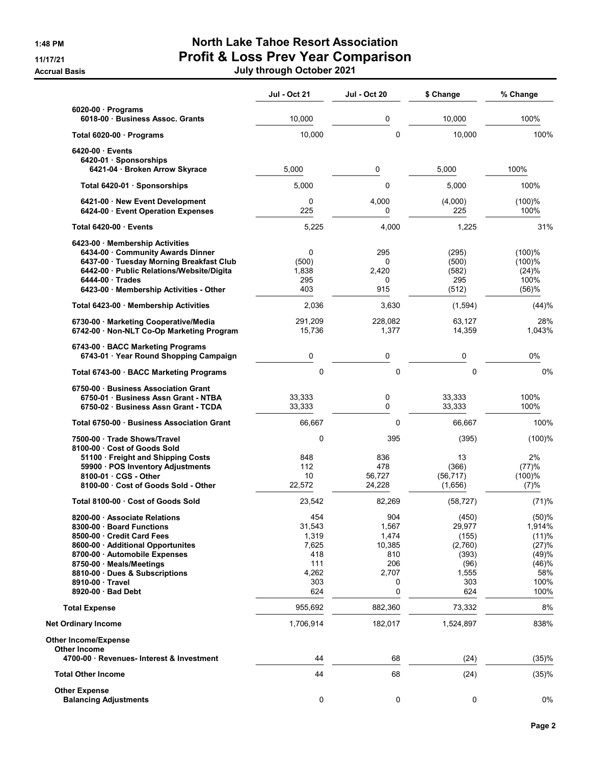# North Lake Tahoe Resort Association

## Profit & Loss Prev Year Comparison

1:48 PM
11/17/21
Accrual Basis

July through October 2021

| | Jul - Oct 21 | Jul - Oct 20 | $ Change | % Change |
|---|---|---|---|---|
| 6020-00 · Programs | | | | |
| 6018-00 · Business Assoc. Grants | 10,000 | 0 | 10,000 | 100% |
| Total 6020-00 · Programs | 10,000 | 0 | 10,000 | 100% |
| 6420-00 · Events | | | | |
| 6420-01 · Sponsorships | | | | |
| 6421-04 · Broken Arrow Skyrace | 5,000 | 0 | 5,000 | 100% |
| Total 6420-01 · Sponsorships | 5,000 | 0 | 5,000 | 100% |
| 6421-00 · New Event Development | 0 | 4,000 | (4,000) | (100)% |
| 6424-00 · Event Operation Expenses | 225 | 0 | 225 | 100% |
| Total 6420-00 · Events | 5,225 | 4,000 | 1,225 | 31% |
| 6423-00 · Membership Activities | | | | |
| 6434-00 · Community Awards Dinner | 0 | 295 | (295) | (100)% |
| 6437-00 · Tuesday Morning Breakfast Club | (500) | 0 | (500) | (100)% |
| 6442-00 · Public Relations/Website/Digita | 1,838 | 2,420 | (582) | (24)% |
| 6444-00 · Trades | 295 | 0 | 295 | 100% |
| 6423-00 · Membership Activities - Other | 403 | 915 | (512) | (56)% |
| Total 6423-00 · Membership Activities | 2,036 | 3,630 | (1,594) | (44)% |
| 6730-00 · Marketing Cooperative/Media | 291,209 | 228,082 | 63,127 | 28% |
| 6742-00 · Non-NLT Co-Op Marketing Program | 15,736 | 1,377 | 14,359 | 1,043% |
| 6743-00 · BACC Marketing Programs | | | | |
| 6743-01 · Year Round Shopping Campaign | 0 | 0 | 0 | 0% |
| Total 6743-00 · BACC Marketing Programs | 0 | 0 | 0 | 0% |
| 6750-00 · Business Association Grant | | | | |
| 6750-01 · Business Assn Grant - NTBA | 33,333 | 0 | 33,333 | 100% |
| 6750-02 · Business Assn Grant - TCDA | 33,333 | 0 | 33,333 | 100% |
| Total 6750-00 · Business Association Grant | 66,667 | 0 | 66,667 | 100% |
| 7500-00 · Trade Shows/Travel | 0 | 395 | (395) | (100)% |
| 8100-00 · Cost of Goods Sold | | | | |
| 51100 · Freight and Shipping Costs | 848 | 836 | 13 | 2% |
| 59900 · POS Inventory Adjustments | 112 | 478 | (366) | (77)% |
| 8100-01 · CGS - Other | 10 | 56,727 | (56,717) | (100)% |
| 8100-00 · Cost of Goods Sold - Other | 22,572 | 24,228 | (1,656) | (7)% |
| Total 8100-00 · Cost of Goods Sold | 23,542 | 82,269 | (58,727) | (71)% |
| 8200-00 · Associate Relations | 454 | 904 | (450) | (50)% |
| 8300-00 · Board Functions | 31,543 | 1,567 | 29,977 | 1,914% |
| 8500-00 · Credit Card Fees | 1,319 | 1,474 | (155) | (11)% |
| 8600-00 · Additional Opportunites | 7,625 | 10,385 | (2,760) | (27)% |
| 8700-00 · Automobile Expenses | 418 | 810 | (393) | (49)% |
| 8750-00 · Meals/Meetings | 111 | 206 | (96) | (46)% |
| 8810-00 · Dues & Subscriptions | 4,262 | 2,707 | 1,555 | 58% |
| 8910-00 · Travel | 303 | 0 | 303 | 100% |
| 8920-00 · Bad Debt | 624 | 0 | 624 | 100% |
| Total Expense | 955,692 | 882,360 | 73,332 | 8% |
| Net Ordinary Income | 1,706,914 | 182,017 | 1,524,897 | 838% |
| Other Income/Expense | | | | |
| Other Income | | | | |
| 4700-00 · Revenues- Interest & Investment | 44 | 68 | (24) | (35)% |
| Total Other Income | 44 | 68 | (24) | (35)% |
| Other Expense | | | | |
| Balancing Adjustments | 0 | 0 | 0 | 0% |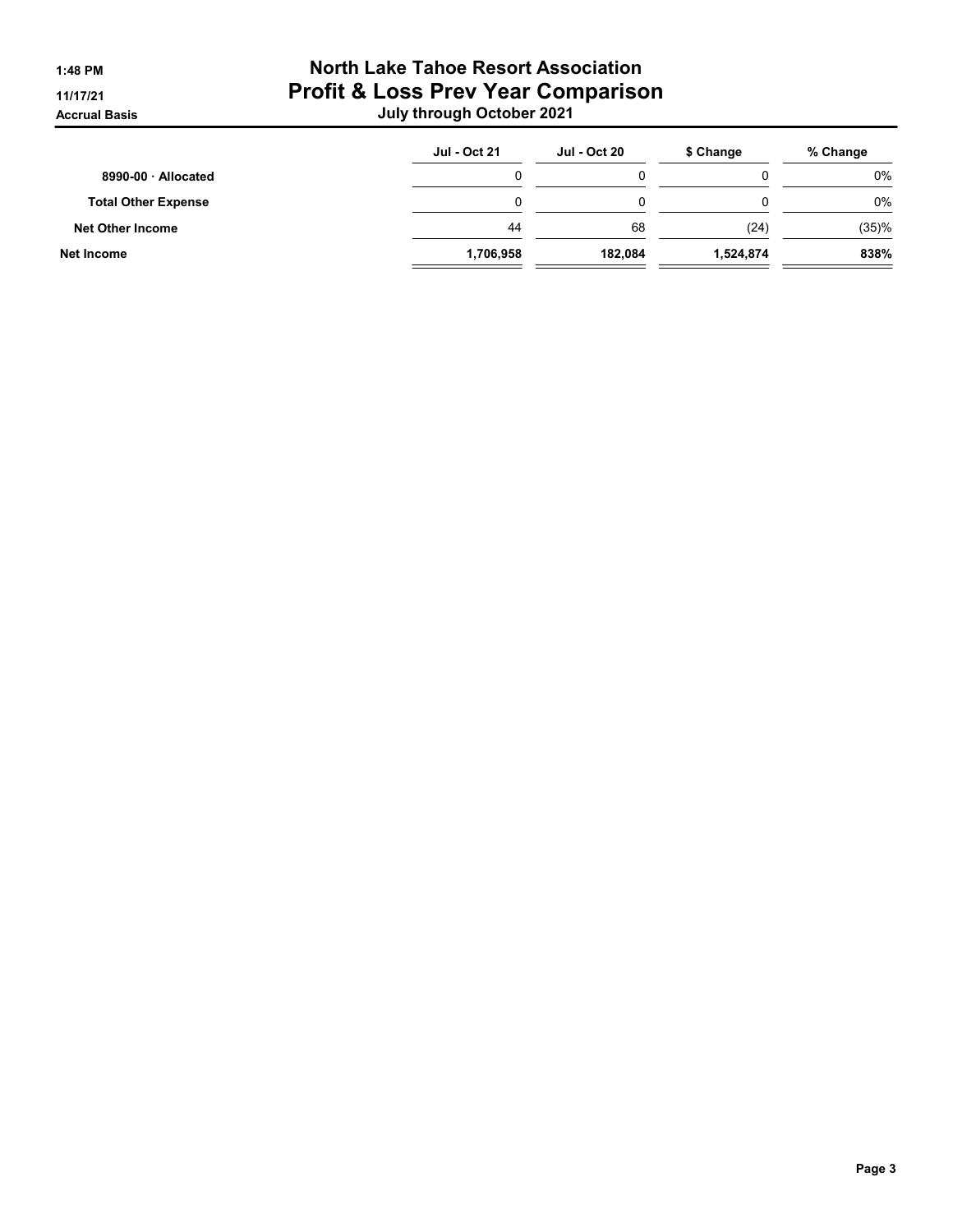# North Lake Tahoe Resort Association
## Profit & Loss Prev Year Comparison
### July through October 2021

1:48 PM
11/17/21
Accrual Basis

| | Jul - Oct 21 | Jul - Oct 20 | $ Change | % Change |
|---|---|---|---|---|
| 8990-00 · Allocated | 0 | 0 | 0 | 0% |
| **Total Other Expense** | 0 | 0 | 0 | 0% |
| **Net Other Income** | 44 | 68 | (24) | (35)% |
| **Net Income** | **1,706,958** | **182,084** | **1,524,874** | **838%** |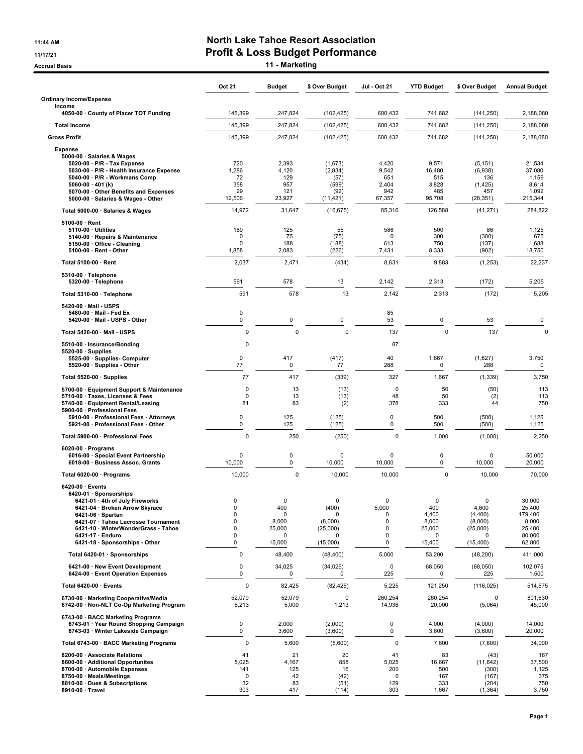# North Lake Tahoe Resort Association

## Profit & Loss Budget Performance

### 11 - Marketing

11:44 AM
11/17/21
Accrual Basis

| | Oct 21 | Budget | $ Over Budget | Jul - Oct 21 | YTD Budget | $ Over Budget | Annual Budget |
|---|---|---|---|---|---|---|---|
| **Ordinary Income/Expense** | | | | | | | |
| Income | | | | | | | |
| 4050-00 · County of Placer TOT Funding | 145,399 | 247,824 | (102,425) | 600,432 | 741,682 | (141,250) | 2,188,080 |
| **Total Income** | 145,399 | 247,824 | (102,425) | 600,432 | 741,682 | (141,250) | 2,188,080 |
| **Gross Profit** | 145,399 | 247,824 | (102,425) | 600,432 | 741,682 | (141,250) | 2,188,080 |
| **Expense** | | | | | | | |
| 5000-00 · Salaries & Wages | | | | | | | |
| 5020-00 · P/R - Tax Expense | 720 | 2,393 | (1,673) | 4,420 | 9,571 | (5,151) | 21,534 |
| 5030-00 · P/R - Health Insurance Expense | 1,286 | 4,120 | (2,834) | 9,542 | 16,480 | (6,938) | 37,080 |
| 5040-00 · P/R - Workmans Comp | 72 | 129 | (57) | 651 | 515 | 136 | 1,159 |
| 5060-00 · 401 (k) | 358 | 957 | (599) | 2,404 | 3,828 | (1,425) | 8,614 |
| 5070-00 · Other Benefits and Expenses | 29 | 121 | (92) | 942 | 485 | 457 | 1,092 |
| 5000-00 · Salaries & Wages - Other | 12,506 | 23,927 | (11,421) | 67,357 | 95,708 | (28,351) | 215,344 |
| Total 5000-00 · Salaries & Wages | 14,972 | 31,647 | (16,675) | 85,316 | 126,588 | (41,271) | 284,822 |
| 5100-00 · Rent | | | | | | | |
| 5110-00 · Utilities | 180 | 125 | 55 | 586 | 500 | 86 | 1,125 |
| 5140-00 · Repairs & Maintenance | 0 | 75 | (75) | 0 | 300 | (300) | 675 |
| 5150-00 · Office - Cleaning | 0 | 188 | (188) | 613 | 750 | (137) | 1,688 |
| 5100-00 · Rent - Other | 1,858 | 2,083 | (226) | 7,431 | 8,333 | (902) | 18,750 |
| Total 5100-00 · Rent | 2,037 | 2,471 | (434) | 8,631 | 9,883 | (1,253) | 22,237 |
| 5310-00 · Telephone | | | | | | | |
| 5320-00 · Telephone | 591 | 578 | 13 | 2,142 | 2,313 | (172) | 5,205 |
| Total 5310-00 · Telephone | 591 | 578 | 13 | 2,142 | 2,313 | (172) | 5,205 |
| 5420-00 · Mail - USPS | | | | | | | |
| 5480-00 · Mail - Fed Ex | 0 | | | 85 | | | |
| 5420-00 · Mail - USPS - Other | 0 | 0 | 0 | 53 | 0 | 53 | 0 |
| Total 5420-00 · Mail - USPS | 0 | 0 | 0 | 137 | 0 | 137 | 0 |
| 5510-00 · Insurance/Bonding | 0 | | | 87 | | | |
| 5520-00 · Supplies | | | | | | | |
| 5525-00 · Supplies- Computer | 0 | 417 | (417) | 40 | 1,667 | (1,627) | 3,750 |
| 5520-00 · Supplies - Other | 77 | 0 | 77 | 288 | 0 | 288 | 0 |
| Total 5520-00 · Supplies | 77 | 417 | (339) | 327 | 1,667 | (1,339) | 3,750 |
| 5700-00 · Equipment Support & Maintenance | 0 | 13 | (13) | 0 | 50 | (50) | 113 |
| 5710-00 · Taxes, Licenses & Fees | 0 | 13 | (13) | 48 | 50 | (2) | 113 |
| 5740-00 · Equipment Rental/Leasing | 81 | 83 | (2) | 378 | 333 | 44 | 750 |
| 5900-00 · Professional Fees | | | | | | | |
| 5910-00 · Professional Fees - Attorneys | 0 | 125 | (125) | 0 | 500 | (500) | 1,125 |
| 5921-00 · Professional Fees - Other | 0 | 125 | (125) | 0 | 500 | (500) | 1,125 |
| Total 5900-00 · Professional Fees | 0 | 250 | (250) | 0 | 1,000 | (1,000) | 2,250 |
| 6020-00 · Programs | | | | | | | |
| 6016-00 · Special Event Partnership | 0 | 0 | 0 | 0 | 0 | 0 | 50,000 |
| 6018-00 · Business Assoc. Grants | 10,000 | 0 | 10,000 | 10,000 | 0 | 10,000 | 20,000 |
| Total 6020-00 · Programs | 10,000 | 0 | 10,000 | 10,000 | 0 | 10,000 | 70,000 |
| 6420-00 · Events | | | | | | | |
| 6420-01 · Sponsorships | | | | | | | |
| 6421-01 · 4th of July Fireworks | 0 | 0 | 0 | 0 | 0 | 0 | 30,000 |
| 6421-04 · Broken Arrow Skyrace | 0 | 400 | (400) | 5,000 | 400 | 4,600 | 25,400 |
| 6421-06 · Spartan | 0 | 0 | 0 | 0 | 4,400 | (4,400) | 179,400 |
| 6421-07 · Tahoe Lacrosse Tournament | 0 | 8,000 | (8,000) | 0 | 8,000 | (8,000) | 8,000 |
| 6421-10 · WinterWonderGrass - Tahoe | 0 | 25,000 | (25,000) | 0 | 25,000 | (25,000) | 25,400 |
| 6421-17 · Enduro | 0 | 0 | 0 | 0 | 0 | 0 | 80,000 |
| 6421-18 · Sponsorships - Other | 0 | 15,000 | (15,000) | 0 | 15,400 | (15,400) | 62,800 |
| Total 6420-01 · Sponsorships | 0 | 48,400 | (48,400) | 5,000 | 53,200 | (48,200) | 411,000 |
| 6421-00 · New Event Development | 0 | 34,025 | (34,025) | 0 | 68,050 | (68,050) | 102,075 |
| 6424-00 · Event Operation Expenses | 0 | 0 | 0 | 225 | 0 | 225 | 1,500 |
| Total 6420-00 · Events | 0 | 82,425 | (82,425) | 5,225 | 121,250 | (116,025) | 514,575 |
| 6730-00 · Marketing Cooperative/Media | 52,079 | 52,079 | 0 | 260,254 | 260,254 | 0 | 801,630 |
| 6742-00 · Non-NLT Co-Op Marketing Program | 6,213 | 5,000 | 1,213 | 14,936 | 20,000 | (5,064) | 45,000 |
| 6743-00 · BACC Marketing Programs | | | | | | | |
| 6743-01 · Year Round Shopping Campaign | 0 | 2,000 | (2,000) | 0 | 4,000 | (4,000) | 14,000 |
| 6743-03 · Winter Lakeside Campaign | 0 | 3,600 | (3,600) | 0 | 3,600 | (3,600) | 20,000 |
| Total 6743-00 · BACC Marketing Programs | 0 | 5,600 | (5,600) | 0 | 7,600 | (7,600) | 34,000 |
| 8200-00 · Associate Relations | 41 | 21 | 20 | 41 | 83 | (43) | 187 |
| 8600-00 · Additional Opportunites | 5,025 | 4,167 | 858 | 5,025 | 16,667 | (11,642) | 37,500 |
| 8700-00 · Automobile Expenses | 141 | 125 | 16 | 200 | 500 | (300) | 1,125 |
| 8750-00 · Meals/Meetings | 0 | 42 | (42) | 0 | 167 | (167) | 375 |
| 8810-00 · Dues & Subscriptions | 32 | 83 | (51) | 129 | 333 | (204) | 750 |
| 8910-00 · Travel | 303 | 417 | (114) | 303 | 1,667 | (1,364) | 3,750 |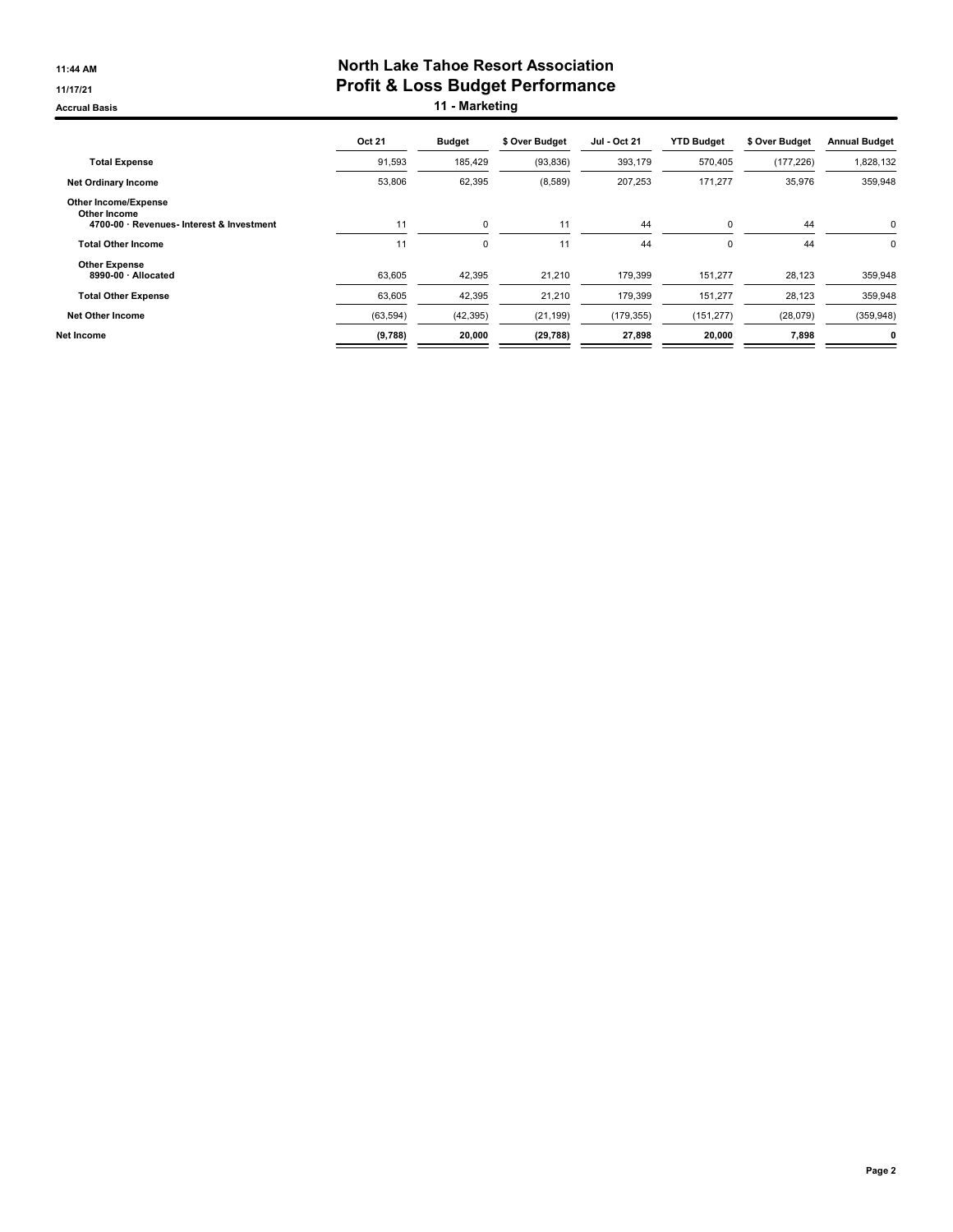# North Lake Tahoe Resort Association
## Profit & Loss Budget Performance
### 11 - Marketing

Accrual Basis

| | Oct 21 | Budget | $ Over Budget | Jul - Oct 21 | YTD Budget | $ Over Budget | Annual Budget |
|---|---|---|---|---|---|---|---|
| **Total Expense** | 91,593 | 185,429 | (93,836) | 393,179 | 570,405 | (177,226) | 1,828,132 |
| **Net Ordinary Income** | 53,806 | 62,395 | (8,589) | 207,253 | 171,277 | 35,976 | 359,948 |
| **Other Income/Expense** | | | | | | | |
| **Other Income** | | | | | | | |
| **4700-00 · Revenues- Interest & Investment** | 11 | 0 | 11 | 44 | 0 | 44 | 0 |
| **Total Other Income** | 11 | 0 | 11 | 44 | 0 | 44 | 0 |
| **Other Expense** | | | | | | | |
| **8990-00 · Allocated** | 63,605 | 42,395 | 21,210 | 179,399 | 151,277 | 28,123 | 359,948 |
| **Total Other Expense** | 63,605 | 42,395 | 21,210 | 179,399 | 151,277 | 28,123 | 359,948 |
| **Net Other Income** | (63,594) | (42,395) | (21,199) | (179,355) | (151,277) | (28,079) | (359,948) |
| **Net Income** | **(9,788)** | **20,000** | **(29,788)** | **27,898** | **20,000** | **7,898** | **0** |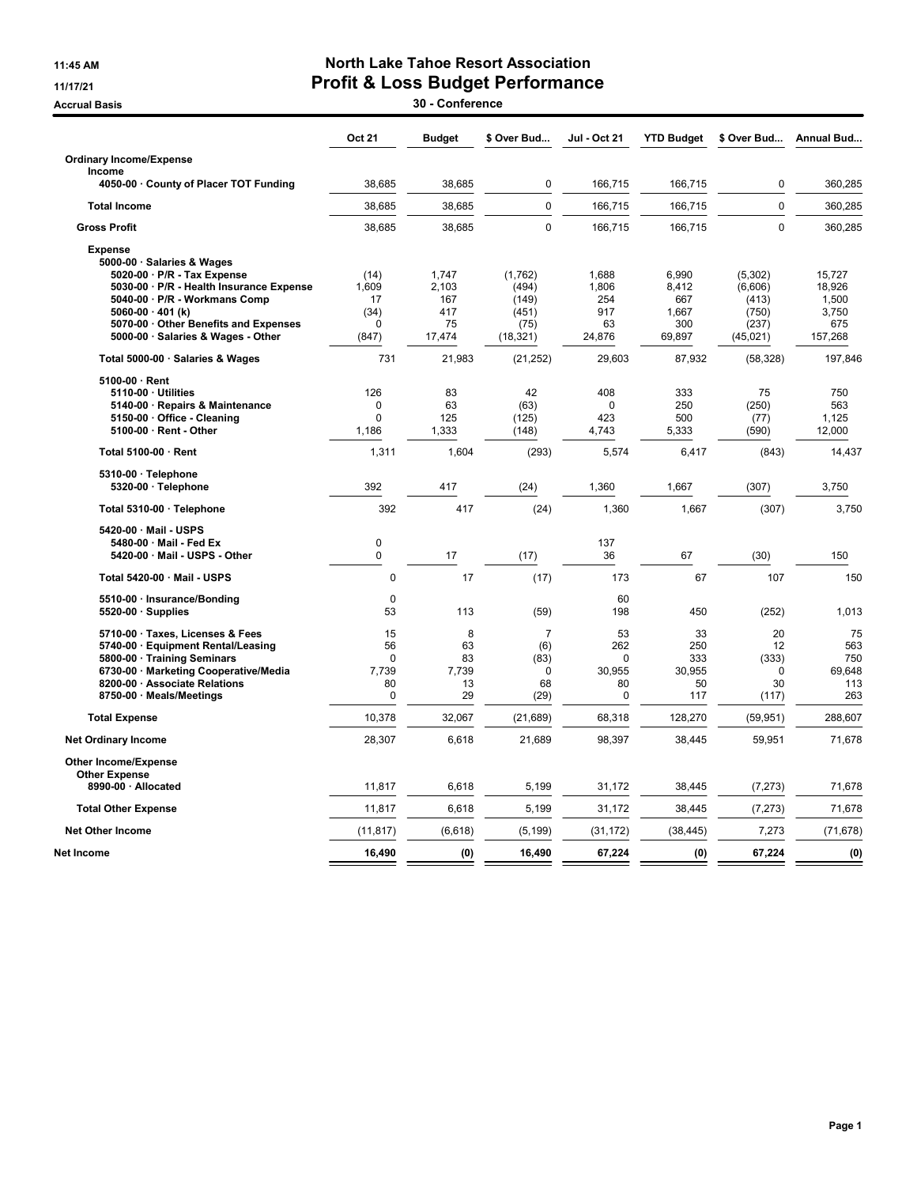11:45 AM

11/17/21

Accrual Basis

# North Lake Tahoe Resort Association

## Profit & Loss Budget Performance

### 30 - Conference

| | Oct 21 | Budget | $ Over Bud... | Jul - Oct 21 | YTD Budget | $ Over Bud... | Annual Bud... |
|---|---|---|---|---|---|---|---|
| **Ordinary Income/Expense** | | | | | | | |
| **Income** | | | | | | | |
| 4050-00 · County of Placer TOT Funding | 38,685 | 38,685 | 0 | 166,715 | 166,715 | 0 | 360,285 |
| **Total Income** | 38,685 | 38,685 | 0 | 166,715 | 166,715 | 0 | 360,285 |
| **Gross Profit** | 38,685 | 38,685 | 0 | 166,715 | 166,715 | 0 | 360,285 |
| **Expense** | | | | | | | |
| 5000-00 · Salaries & Wages | | | | | | | |
| 5020-00 · P/R - Tax Expense | (14) | 1,747 | (1,762) | 1,688 | 6,990 | (5,302) | 15,727 |
| 5030-00 · P/R - Health Insurance Expense | 1,609 | 2,103 | (494) | 1,806 | 8,412 | (6,606) | 18,926 |
| 5040-00 · P/R - Workmans Comp | 17 | 167 | (149) | 254 | 667 | (413) | 1,500 |
| 5060-00 · 401 (k) | (34) | 417 | (451) | 917 | 1,667 | (750) | 3,750 |
| 5070-00 · Other Benefits and Expenses | 0 | 75 | (75) | 63 | 300 | (237) | 675 |
| 5000-00 · Salaries & Wages - Other | (847) | 17,474 | (18,321) | 24,876 | 69,897 | (45,021) | 157,268 |
| **Total 5000-00 · Salaries & Wages** | 731 | 21,983 | (21,252) | 29,603 | 87,932 | (58,328) | 197,846 |
| 5100-00 · Rent | | | | | | | |
| 5110-00 · Utilities | 126 | 83 | 42 | 408 | 333 | 75 | 750 |
| 5140-00 · Repairs & Maintenance | 0 | 63 | (63) | 0 | 250 | (250) | 563 |
| 5150-00 · Office - Cleaning | 0 | 125 | (125) | 423 | 500 | (77) | 1,125 |
| 5100-00 · Rent - Other | 1,186 | 1,333 | (148) | 4,743 | 5,333 | (590) | 12,000 |
| **Total 5100-00 · Rent** | 1,311 | 1,604 | (293) | 5,574 | 6,417 | (843) | 14,437 |
| 5310-00 · Telephone | | | | | | | |
| 5320-00 · Telephone | 392 | 417 | (24) | 1,360 | 1,667 | (307) | 3,750 |
| **Total 5310-00 · Telephone** | 392 | 417 | (24) | 1,360 | 1,667 | (307) | 3,750 |
| 5420-00 · Mail - USPS | | | | | | | |
| 5480-00 · Mail - Fed Ex | 0 | | | 137 | | | |
| 5420-00 · Mail - USPS - Other | 0 | 17 | (17) | 36 | 67 | (30) | 150 |
| **Total 5420-00 · Mail - USPS** | 0 | 17 | (17) | 173 | 67 | 107 | 150 |
| 5510-00 · Insurance/Bonding | 0 | | | 60 | | | |
| 5520-00 · Supplies | 53 | 113 | (59) | 198 | 450 | (252) | 1,013 |
| 5710-00 · Taxes, Licenses & Fees | 15 | 8 | 7 | 53 | 33 | 20 | 75 |
| 5740-00 · Equipment Rental/Leasing | 56 | 63 | (6) | 262 | 250 | 12 | 563 |
| 5800-00 · Training Seminars | 0 | 83 | (83) | 0 | 333 | (333) | 750 |
| 6730-00 · Marketing Cooperative/Media | 7,739 | 7,739 | 0 | 30,955 | 30,955 | 0 | 69,648 |
| 8200-00 · Associate Relations | 80 | 13 | 68 | 80 | 50 | 30 | 113 |
| 8750-00 · Meals/Meetings | 0 | 29 | (29) | 0 | 117 | (117) | 263 |
| **Total Expense** | 10,378 | 32,067 | (21,689) | 68,318 | 128,270 | (59,951) | 288,607 |
| **Net Ordinary Income** | 28,307 | 6,618 | 21,689 | 98,397 | 38,445 | 59,951 | 71,678 |
| **Other Income/Expense** | | | | | | | |
| **Other Expense** | | | | | | | |
| 8990-00 · Allocated | 11,817 | 6,618 | 5,199 | 31,172 | 38,445 | (7,273) | 71,678 |
| **Total Other Expense** | 11,817 | 6,618 | 5,199 | 31,172 | 38,445 | (7,273) | 71,678 |
| **Net Other Income** | (11,817) | (6,618) | (5,199) | (31,172) | (38,445) | 7,273 | (71,678) |
| **Net Income** | 16,490 | (0) | 16,490 | 67,224 | (0) | 67,224 | (0) |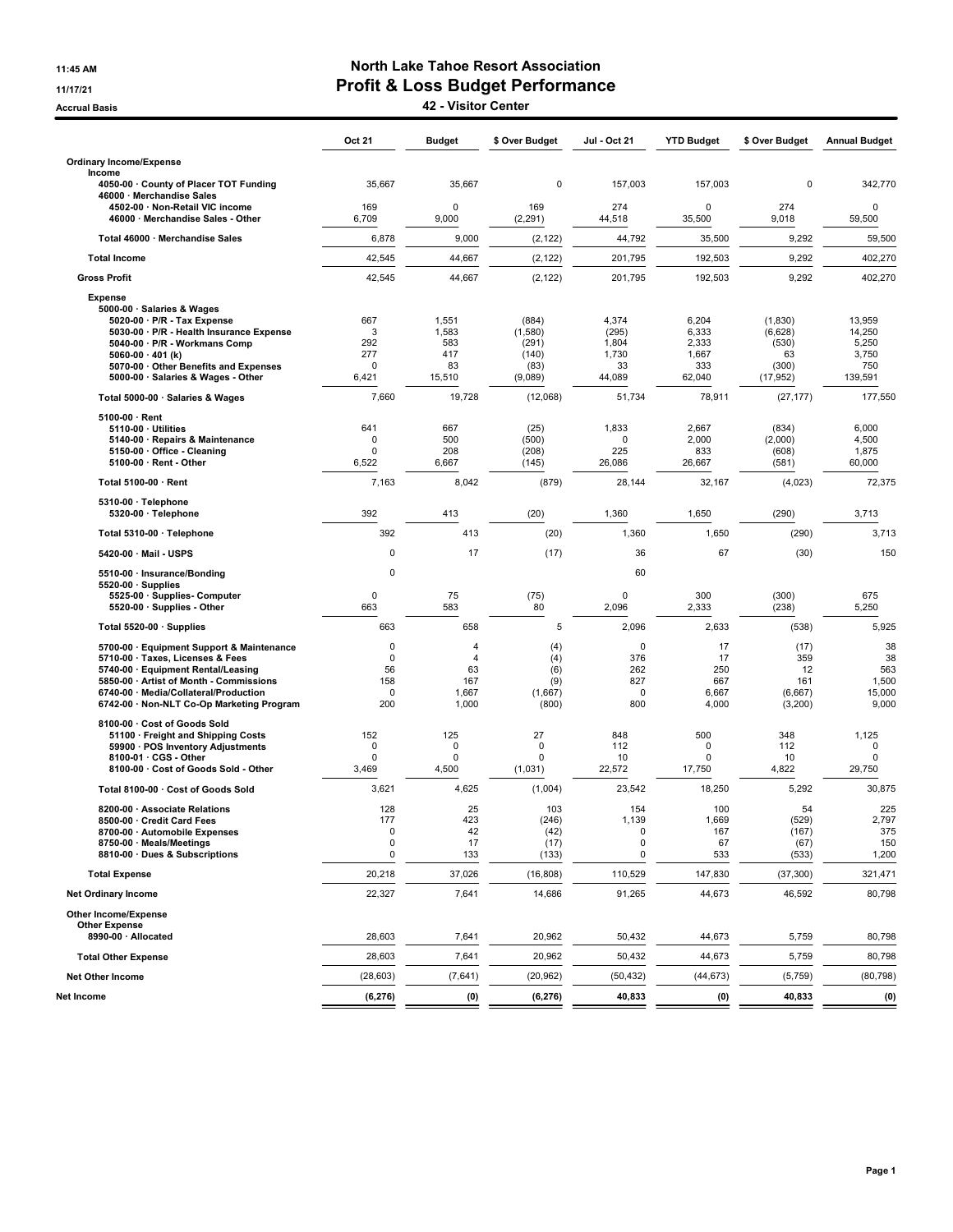# North Lake Tahoe Resort Association

## Profit & Loss Budget Performance

### 42 - Visitor Center

11:45 AM
11/17/21
Accrual Basis

| | Oct 21 | Budget | $ Over Budget | Jul - Oct 21 | YTD Budget | $ Over Budget | Annual Budget |
|---|---|---|---|---|---|---|---|
| **Ordinary Income/Expense** | | | | | | | |
| Income | | | | | | | |
| 4050-00 · County of Placer TOT Funding | 35,667 | 35,667 | 0 | 157,003 | 157,003 | 0 | 342,770 |
| 46000 · Merchandise Sales | | | | | | | |
| 4502-00 · Non-Retail VIC income | 169 | 0 | 169 | 274 | 0 | 274 | 0 |
| 46000 · Merchandise Sales - Other | 6,709 | 9,000 | (2,291) | 44,518 | 35,500 | 9,018 | 59,500 |
| Total 46000 · Merchandise Sales | 6,878 | 9,000 | (2,122) | 44,792 | 35,500 | 9,292 | 59,500 |
| Total Income | 42,545 | 44,667 | (2,122) | 201,795 | 192,503 | 9,292 | 402,270 |
| Gross Profit | 42,545 | 44,667 | (2,122) | 201,795 | 192,503 | 9,292 | 402,270 |
| Expense | | | | | | | |
| 5000-00 · Salaries & Wages | | | | | | | |
| 5020-00 · P/R - Tax Expense | 667 | 1,551 | (884) | 4,374 | 6,204 | (1,830) | 13,959 |
| 5030-00 · P/R - Health Insurance Expense | 3 | 1,583 | (1,580) | (295) | 6,333 | (6,628) | 14,250 |
| 5040-00 · P/R - Workmans Comp | 292 | 583 | (291) | 1,804 | 2,333 | (530) | 5,250 |
| 5060-00 · 401 (k) | 277 | 417 | (140) | 1,730 | 1,667 | 63 | 3,750 |
| 5070-00 · Other Benefits and Expenses | 0 | 83 | (83) | 33 | 333 | (300) | 750 |
| 5000-00 · Salaries & Wages - Other | 6,421 | 15,510 | (9,089) | 44,089 | 62,040 | (17,952) | 139,591 |
| Total 5000-00 · Salaries & Wages | 7,660 | 19,728 | (12,068) | 51,734 | 78,911 | (27,177) | 177,550 |
| 5100-00 · Rent | | | | | | | |
| 5110-00 · Utilities | 641 | 667 | (25) | 1,833 | 2,667 | (834) | 6,000 |
| 5140-00 · Repairs & Maintenance | 0 | 500 | (500) | 0 | 2,000 | (2,000) | 4,500 |
| 5150-00 · Office - Cleaning | 0 | 208 | (208) | 225 | 833 | (608) | 1,875 |
| 5100-00 · Rent - Other | 6,522 | 6,667 | (145) | 26,086 | 26,667 | (581) | 60,000 |
| Total 5100-00 · Rent | 7,163 | 8,042 | (879) | 28,144 | 32,167 | (4,023) | 72,375 |
| 5310-00 · Telephone | | | | | | | |
| 5320-00 · Telephone | 392 | 413 | (20) | 1,360 | 1,650 | (290) | 3,713 |
| Total 5310-00 · Telephone | 392 | 413 | (20) | 1,360 | 1,650 | (290) | 3,713 |
| 5420-00 · Mail - USPS | 0 | 17 | (17) | 36 | 67 | (30) | 150 |
| 5510-00 · Insurance/Bonding | 0 | | | 60 | | | |
| 5520-00 · Supplies | | | | | | | |
| 5525-00 · Supplies- Computer | 0 | 75 | (75) | 0 | 300 | (300) | 675 |
| 5520-00 · Supplies - Other | 663 | 583 | 80 | 2,096 | 2,333 | (238) | 5,250 |
| Total 5520-00 · Supplies | 663 | 658 | 5 | 2,096 | 2,633 | (538) | 5,925 |
| 5700-00 · Equipment Support & Maintenance | 0 | 4 | (4) | 0 | 17 | (17) | 38 |
| 5710-00 · Taxes, Licenses & Fees | 0 | 4 | (4) | 376 | 17 | 359 | 38 |
| 5740-00 · Equipment Rental/Leasing | 56 | 63 | (6) | 262 | 250 | 12 | 563 |
| 5850-00 · Artist of Month - Commissions | 158 | 167 | (9) | 827 | 667 | 161 | 1,500 |
| 6740-00 · Media/Collateral/Production | 0 | 1,667 | (1,667) | 0 | 6,667 | (6,667) | 15,000 |
| 6742-00 · Non-NLT Co-Op Marketing Program | 200 | 1,000 | (800) | 800 | 4,000 | (3,200) | 9,000 |
| 8100-00 · Cost of Goods Sold | | | | | | | |
| 51100 · Freight and Shipping Costs | 152 | 125 | 27 | 848 | 500 | 348 | 1,125 |
| 59900 · POS Inventory Adjustments | 0 | 0 | 0 | 112 | 0 | 112 | 0 |
| 8100-01 · CGS - Other | 0 | 0 | 0 | 10 | 0 | 10 | 0 |
| 8100-00 · Cost of Goods Sold - Other | 3,469 | 4,500 | (1,031) | 22,572 | 17,750 | 4,822 | 29,750 |
| Total 8100-00 · Cost of Goods Sold | 3,621 | 4,625 | (1,004) | 23,542 | 18,250 | 5,292 | 30,875 |
| 8200-00 · Associate Relations | 128 | 25 | 103 | 154 | 100 | 54 | 225 |
| 8500-00 · Credit Card Fees | 177 | 423 | (246) | 1,139 | 1,669 | (529) | 2,797 |
| 8700-00 · Automobile Expenses | 0 | 42 | (42) | 0 | 167 | (167) | 375 |
| 8750-00 · Meals/Meetings | 0 | 17 | (17) | 0 | 67 | (67) | 150 |
| 8810-00 · Dues & Subscriptions | 0 | 133 | (133) | 0 | 533 | (533) | 1,200 |
| Total Expense | 20,218 | 37,026 | (16,808) | 110,529 | 147,830 | (37,300) | 321,471 |
| Net Ordinary Income | 22,327 | 7,641 | 14,686 | 91,265 | 44,673 | 46,592 | 80,798 |
| **Other Income/Expense** | | | | | | | |
| Other Expense | | | | | | | |
| 8990-00 · Allocated | 28,603 | 7,641 | 20,962 | 50,432 | 44,673 | 5,759 | 80,798 |
| Total Other Expense | 28,603 | 7,641 | 20,962 | 50,432 | 44,673 | 5,759 | 80,798 |
| Net Other Income | (28,603) | (7,641) | (20,962) | (50,432) | (44,673) | (5,759) | (80,798) |
| **Net Income** | (6,276) | (0) | (6,276) | 40,833 | (0) | 40,833 | (0) |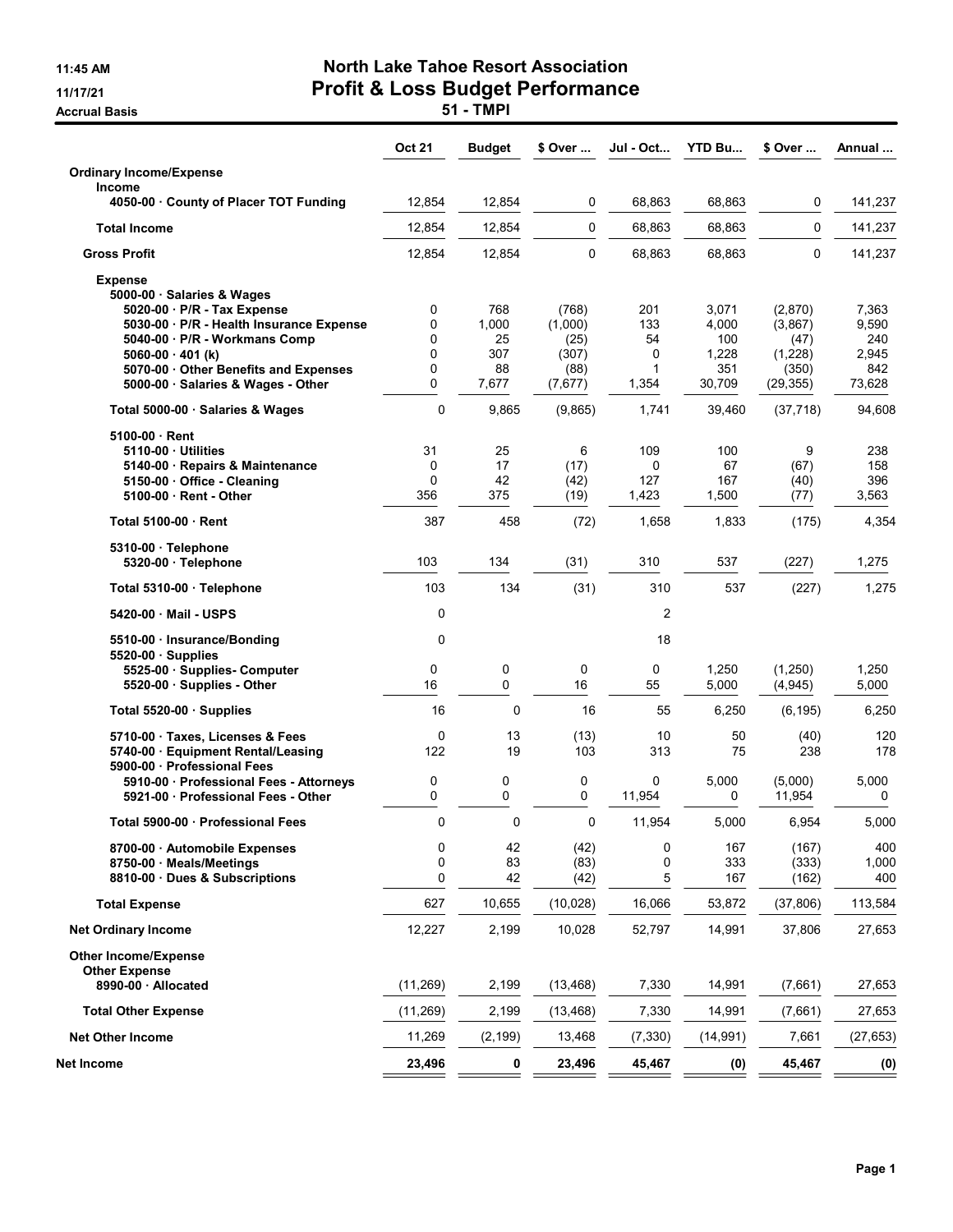11:45 AM

11/17/21

Accrual Basis

# North Lake Tahoe Resort Association
## Profit & Loss Budget Performance
### 51 - TMPI

| | Oct 21 | Budget | $ Over ... | Jul - Oct... | YTD Bu... | $ Over ... | Annual ... |
|---|---|---|---|---|---|---|---|
| **Ordinary Income/Expense** | | | | | | | |
| **Income** | | | | | | | |
| **4050-00 · County of Placer TOT Funding** | 12,854 | 12,854 | 0 | 68,863 | 68,863 | 0 | 141,237 |
| **Total Income** | 12,854 | 12,854 | 0 | 68,863 | 68,863 | 0 | 141,237 |
| **Gross Profit** | 12,854 | 12,854 | 0 | 68,863 | 68,863 | 0 | 141,237 |
| **Expense** | | | | | | | |
| **5000-00 · Salaries & Wages** | | | | | | | |
| **5020-00 · P/R - Tax Expense** | 0 | 768 | (768) | 201 | 3,071 | (2,870) | 7,363 |
| **5030-00 · P/R - Health Insurance Expense** | 0 | 1,000 | (1,000) | 133 | 4,000 | (3,867) | 9,590 |
| **5040-00 · P/R - Workmans Comp** | 0 | 25 | (25) | 54 | 100 | (47) | 240 |
| **5060-00 · 401 (k)** | 0 | 307 | (307) | 0 | 1,228 | (1,228) | 2,945 |
| **5070-00 · Other Benefits and Expenses** | 0 | 88 | (88) | 1 | 351 | (350) | 842 |
| **5000-00 · Salaries & Wages - Other** | 0 | 7,677 | (7,677) | 1,354 | 30,709 | (29,355) | 73,628 |
| **Total 5000-00 · Salaries & Wages** | 0 | 9,865 | (9,865) | 1,741 | 39,460 | (37,718) | 94,608 |
| **5100-00 · Rent** | | | | | | | |
| **5110-00 · Utilities** | 31 | 25 | 6 | 109 | 100 | 9 | 238 |
| **5140-00 · Repairs & Maintenance** | 0 | 17 | (17) | 0 | 67 | (67) | 158 |
| **5150-00 · Office - Cleaning** | 0 | 42 | (42) | 127 | 167 | (40) | 396 |
| **5100-00 · Rent - Other** | 356 | 375 | (19) | 1,423 | 1,500 | (77) | 3,563 |
| **Total 5100-00 · Rent** | 387 | 458 | (72) | 1,658 | 1,833 | (175) | 4,354 |
| **5310-00 · Telephone** | | | | | | | |
| **5320-00 · Telephone** | 103 | 134 | (31) | 310 | 537 | (227) | 1,275 |
| **Total 5310-00 · Telephone** | 103 | 134 | (31) | 310 | 537 | (227) | 1,275 |
| **5420-00 · Mail - USPS** | 0 | | | 2 | | | |
| **5510-00 · Insurance/Bonding** | 0 | | | 18 | | | |
| **5520-00 · Supplies** | | | | | | | |
| **5525-00 · Supplies- Computer** | 0 | 0 | 0 | 0 | 1,250 | (1,250) | 1,250 |
| **5520-00 · Supplies - Other** | 16 | 0 | 16 | 55 | 5,000 | (4,945) | 5,000 |
| **Total 5520-00 · Supplies** | 16 | 0 | 16 | 55 | 6,250 | (6,195) | 6,250 |
| **5710-00 · Taxes, Licenses & Fees** | 0 | 13 | (13) | 10 | 50 | (40) | 120 |
| **5740-00 · Equipment Rental/Leasing** | 122 | 19 | 103 | 313 | 75 | 238 | 178 |
| **5900-00 · Professional Fees** | | | | | | | |
| **5910-00 · Professional Fees - Attorneys** | 0 | 0 | 0 | 0 | 5,000 | (5,000) | 5,000 |
| **5921-00 · Professional Fees - Other** | 0 | 0 | 0 | 11,954 | 0 | 11,954 | 0 |
| **Total 5900-00 · Professional Fees** | 0 | 0 | 0 | 11,954 | 5,000 | 6,954 | 5,000 |
| **8700-00 · Automobile Expenses** | 0 | 42 | (42) | 0 | 167 | (167) | 400 |
| **8750-00 · Meals/Meetings** | 0 | 83 | (83) | 0 | 333 | (333) | 1,000 |
| **8810-00 · Dues & Subscriptions** | 0 | 42 | (42) | 5 | 167 | (162) | 400 |
| **Total Expense** | 627 | 10,655 | (10,028) | 16,066 | 53,872 | (37,806) | 113,584 |
| **Net Ordinary Income** | 12,227 | 2,199 | 10,028 | 52,797 | 14,991 | 37,806 | 27,653 |
| **Other Income/Expense** | | | | | | | |
| **Other Expense** | | | | | | | |
| **8990-00 · Allocated** | (11,269) | 2,199 | (13,468) | 7,330 | 14,991 | (7,661) | 27,653 |
| **Total Other Expense** | (11,269) | 2,199 | (13,468) | 7,330 | 14,991 | (7,661) | 27,653 |
| **Net Other Income** | 11,269 | (2,199) | 13,468 | (7,330) | (14,991) | 7,661 | (27,653) |
| **Net Income** | **23,496** | **0** | **23,496** | **45,467** | **(0)** | **45,467** | **(0)** |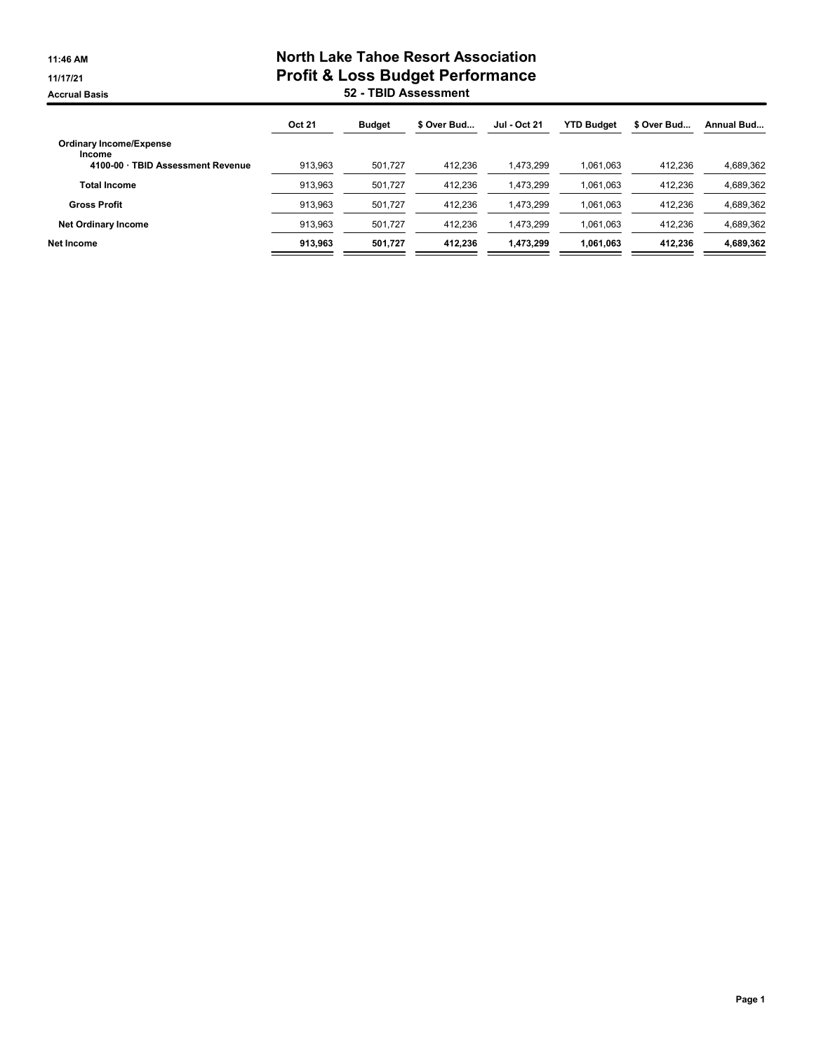11:46 AM

11/17/21

Accrual Basis

# North Lake Tahoe Resort Association
## Profit & Loss Budget Performance
### 52 - TBID Assessment

| | Oct 21 | Budget | $ Over Bud... | Jul - Oct 21 | YTD Budget | $ Over Bud... | Annual Bud... |
|---|---|---|---|---|---|---|---|
| Ordinary Income/Expense | | | | | | | |
| Income | | | | | | | |
| 4100-00 · TBID Assessment Revenue | 913,963 | 501,727 | 412,236 | 1,473,299 | 1,061,063 | 412,236 | 4,689,362 |
| Total Income | 913,963 | 501,727 | 412,236 | 1,473,299 | 1,061,063 | 412,236 | 4,689,362 |
| Gross Profit | 913,963 | 501,727 | 412,236 | 1,473,299 | 1,061,063 | 412,236 | 4,689,362 |
| Net Ordinary Income | 913,963 | 501,727 | 412,236 | 1,473,299 | 1,061,063 | 412,236 | 4,689,362 |
| **Net Income** | **913,963** | **501,727** | **412,236** | **1,473,299** | **1,061,063** | **412,236** | **4,689,362** |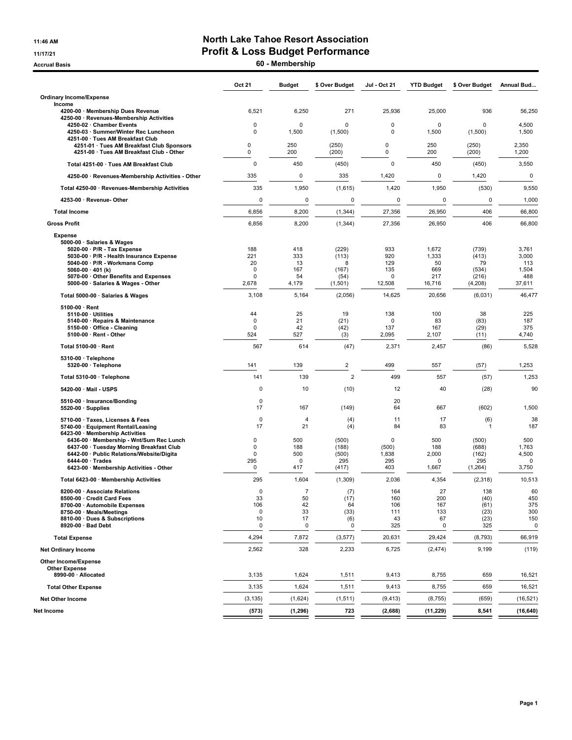11:46 AM
11/17/21
Accrual Basis

# North Lake Tahoe Resort Association
## Profit & Loss Budget Performance
### 60 - Membership

| | Oct 21 | Budget | $ Over Budget | Jul - Oct 21 | YTD Budget | $ Over Budget | Annual Bud... |
|---|---|---|---|---|---|---|---|
| **Ordinary Income/Expense** | | | | | | | |
| **Income** | | | | | | | |
| 4200-00 · Membership Dues Revenue | 6,521 | 6,250 | 271 | 25,936 | 25,000 | 936 | 56,250 |
| 4250-00 · Revenues-Membership Activities | | | | | | | |
| 4250-02 · Chamber Events | 0 | 0 | 0 | 0 | 0 | 0 | 4,500 |
| 4250-03 · Summer/Winter Rec Luncheon | 0 | 1,500 | (1,500) | 0 | 1,500 | (1,500) | 1,500 |
| 4251-00 · Tues AM Breakfast Club | | | | | | | |
| 4251-01 · Tues AM Breakfast Club Sponsors | 0 | 250 | (250) | 0 | 250 | (250) | 2,350 |
| 4251-00 · Tues AM Breakfast Club - Other | 0 | 200 | (200) | 0 | 200 | (200) | 1,200 |
| Total 4251-00 · Tues AM Breakfast Club | 0 | 450 | (450) | 0 | 450 | (450) | 3,550 |
| 4250-00 · Revenues-Membership Activities - Other | 335 | 0 | 335 | 1,420 | 0 | 1,420 | 0 |
| Total 4250-00 · Revenues-Membership Activities | 335 | 1,950 | (1,615) | 1,420 | 1,950 | (530) | 9,550 |
| 4253-00 · Revenue- Other | 0 | 0 | 0 | 0 | 0 | 0 | 1,000 |
| **Total Income** | 6,856 | 8,200 | (1,344) | 27,356 | 26,950 | 406 | 66,800 |
| **Gross Profit** | 6,856 | 8,200 | (1,344) | 27,356 | 26,950 | 406 | 66,800 |
| **Expense** | | | | | | | |
| 5000-00 · Salaries & Wages | | | | | | | |
| 5020-00 · P/R - Tax Expense | 188 | 418 | (229) | 933 | 1,672 | (739) | 3,761 |
| 5030-00 · P/R - Health Insurance Expense | 221 | 333 | (113) | 920 | 1,333 | (413) | 3,000 |
| 5040-00 · P/R - Workmans Comp | 20 | 13 | 8 | 129 | 50 | 79 | 113 |
| 5060-00 · 401 (k) | 0 | 167 | (167) | 135 | 669 | (534) | 1,504 |
| 5070-00 · Other Benefits and Expenses | 0 | 54 | (54) | 0 | 217 | (216) | 488 |
| 5000-00 · Salaries & Wages - Other | 2,678 | 4,179 | (1,501) | 12,508 | 16,716 | (4,208) | 37,611 |
| Total 5000-00 · Salaries & Wages | 3,108 | 5,164 | (2,056) | 14,625 | 20,656 | (6,031) | 46,477 |
| 5100-00 · Rent | | | | | | | |
| 5110-00 · Utilities | 44 | 25 | 19 | 138 | 100 | 38 | 225 |
| 5140-00 · Repairs & Maintenance | 0 | 21 | (21) | 0 | 83 | (83) | 187 |
| 5150-00 · Office - Cleaning | 0 | 42 | (42) | 137 | 167 | (29) | 375 |
| 5100-00 · Rent - Other | 524 | 527 | (3) | 2,095 | 2,107 | (11) | 4,740 |
| Total 5100-00 · Rent | 567 | 614 | (47) | 2,371 | 2,457 | (86) | 5,528 |
| 5310-00 · Telephone | | | | | | | |
| 5320-00 · Telephone | 141 | 139 | 2 | 499 | 557 | (57) | 1,253 |
| Total 5310-00 · Telephone | 141 | 139 | 2 | 499 | 557 | (57) | 1,253 |
| 5420-00 · Mail - USPS | 0 | 10 | (10) | 12 | 40 | (28) | 90 |
| 5510-00 · Insurance/Bonding | 0 | | | 20 | | | |
| 5520-00 · Supplies | 17 | 167 | (149) | 64 | 667 | (602) | 1,500 |
| 5710-00 · Taxes, Licenses & Fees | 0 | 4 | (4) | 11 | 17 | (6) | 38 |
| 5740-00 · Equipment Rental/Leasing | 17 | 21 | (4) | 84 | 83 | 1 | 187 |
| 6423-00 · Membership Activities | | | | | | | |
| 6436-00 · Membership - Wnt/Sum Rec Lunch | 0 | 500 | (500) | 0 | 500 | (500) | 500 |
| 6437-00 · Tuesday Morning Breakfast Club | 0 | 188 | (188) | (500) | 188 | (688) | 1,763 |
| 6442-00 · Public Relations/Website/Digita | 0 | 500 | (500) | 1,838 | 2,000 | (162) | 4,500 |
| 6444-00 · Trades | 295 | 0 | 295 | 295 | 0 | 295 | 0 |
| 6423-00 · Membership Activities - Other | 0 | 417 | (417) | 403 | 1,667 | (1,264) | 3,750 |
| Total 6423-00 · Membership Activities | 295 | 1,604 | (1,309) | 2,036 | 4,354 | (2,318) | 10,513 |
| 8200-00 · Associate Relations | 0 | 7 | (7) | 164 | 27 | 138 | 60 |
| 8500-00 · Credit Card Fees | 33 | 50 | (17) | 160 | 200 | (40) | 450 |
| 8700-00 · Automobile Expenses | 106 | 42 | 64 | 106 | 167 | (61) | 375 |
| 8750-00 · Meals/Meetings | 0 | 33 | (33) | 111 | 133 | (23) | 300 |
| 8810-00 · Dues & Subscriptions | 10 | 17 | (6) | 43 | 67 | (23) | 150 |
| 8920-00 · Bad Debt | 0 | 0 | 0 | 325 | 0 | 325 | 0 |
| **Total Expense** | 4,294 | 7,872 | (3,577) | 20,631 | 29,424 | (8,793) | 66,919 |
| **Net Ordinary Income** | 2,562 | 328 | 2,233 | 6,725 | (2,474) | 9,199 | (119) |
| **Other Income/Expense** | | | | | | | |
| **Other Expense** | | | | | | | |
| 8990-00 · Allocated | 3,135 | 1,624 | 1,511 | 9,413 | 8,755 | 659 | 16,521 |
| **Total Other Expense** | 3,135 | 1,624 | 1,511 | 9,413 | 8,755 | 659 | 16,521 |
| **Net Other Income** | (3,135) | (1,624) | (1,511) | (9,413) | (8,755) | (659) | (16,521) |
| **Net Income** | **(573)** | **(1,296)** | **723** | **(2,688)** | **(11,229)** | **8,541** | **(16,640)** |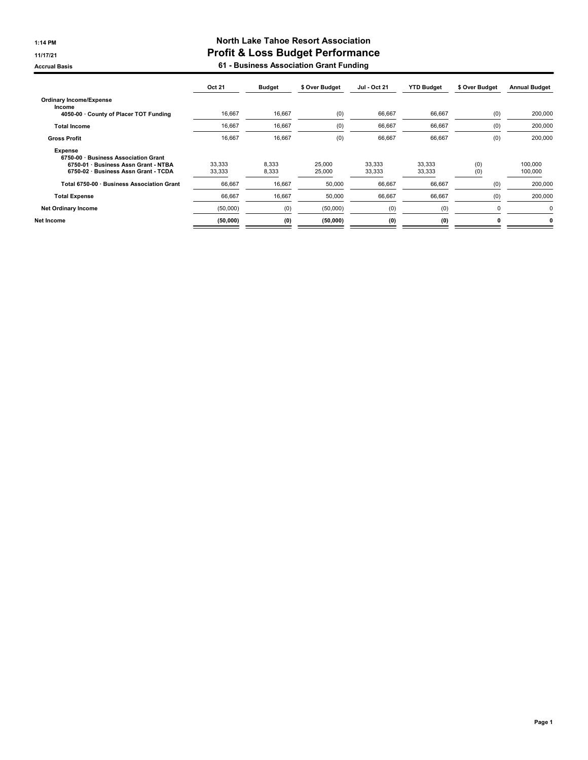# North Lake Tahoe Resort Association

## Profit & Loss Budget Performance

### 61 - Business Association Grant Funding

1:14 PM
11/17/21
Accrual Basis

| | Oct 21 | Budget | $ Over Budget | Jul - Oct 21 | YTD Budget | $ Over Budget | Annual Budget |
|---|---|---|---|---|---|---|---|
| **Ordinary Income/Expense** | | | | | | | |
| **Income** | | | | | | | |
| **4050-00 · County of Placer TOT Funding** | 16,667 | 16,667 | (0) | 66,667 | 66,667 | (0) | 200,000 |
| **Total Income** | 16,667 | 16,667 | (0) | 66,667 | 66,667 | (0) | 200,000 |
| **Gross Profit** | 16,667 | 16,667 | (0) | 66,667 | 66,667 | (0) | 200,000 |
| **Expense** | | | | | | | |
| **6750-00 · Business Association Grant** | | | | | | | |
| **6750-01 · Business Assn Grant - NTBA** | 33,333 | 8,333 | 25,000 | 33,333 | 33,333 | (0) | 100,000 |
| **6750-02 · Business Assn Grant - TCDA** | 33,333 | 8,333 | 25,000 | 33,333 | 33,333 | (0) | 100,000 |
| **Total 6750-00 · Business Association Grant** | 66,667 | 16,667 | 50,000 | 66,667 | 66,667 | (0) | 200,000 |
| **Total Expense** | 66,667 | 16,667 | 50,000 | 66,667 | 66,667 | (0) | 200,000 |
| **Net Ordinary Income** | (50,000) | (0) | (50,000) | (0) | (0) | 0 | 0 |
| **Net Income** | **(50,000)** | **(0)** | **(50,000)** | **(0)** | **(0)** | **0** | **0** |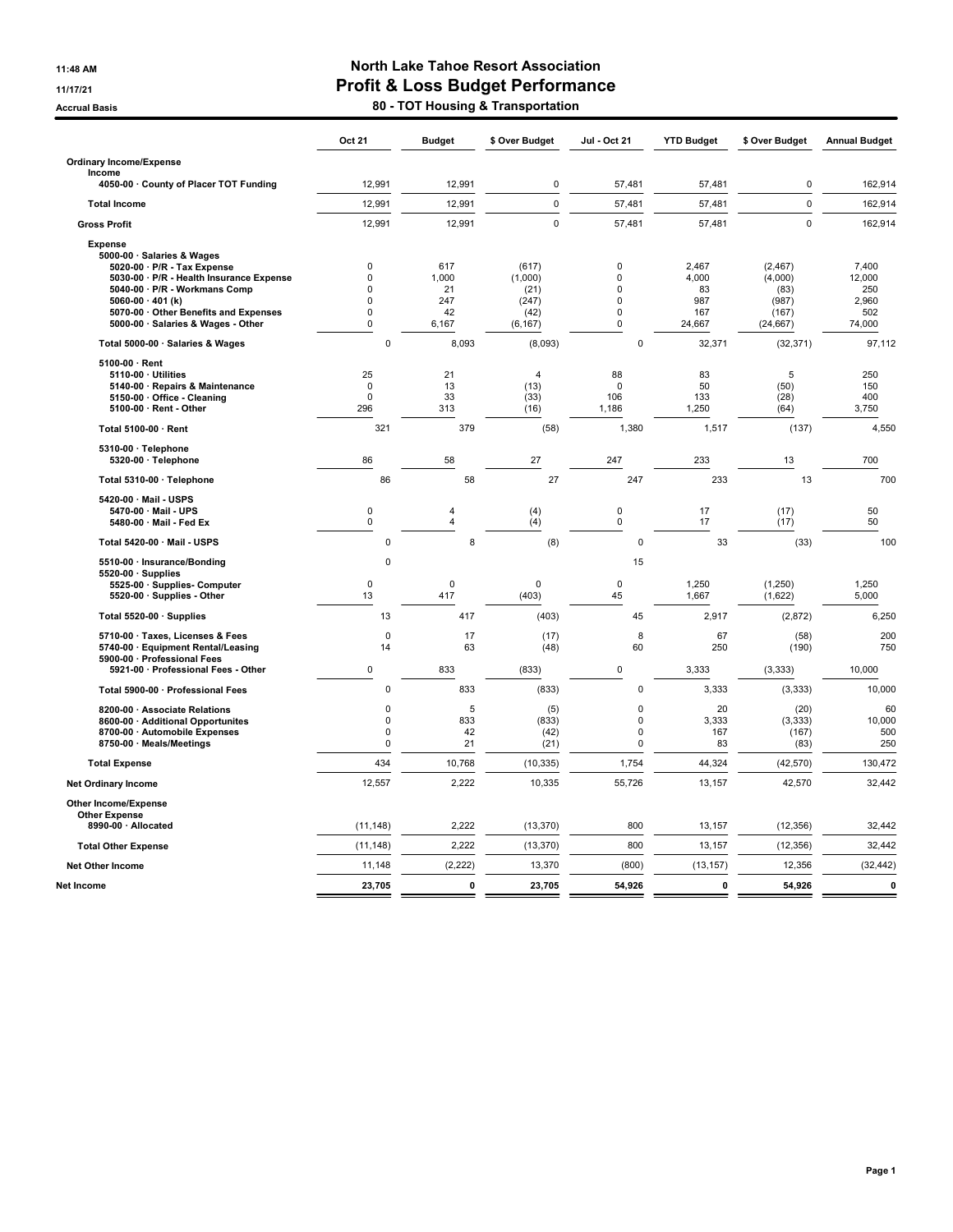11:48 AM
11/17/21
Accrual Basis

# North Lake Tahoe Resort Association
## Profit & Loss Budget Performance
### 80 - TOT Housing & Transportation

| | Oct 21 | Budget | $ Over Budget | Jul - Oct 21 | YTD Budget | $ Over Budget | Annual Budget |
|---|---|---|---|---|---|---|---|
| **Ordinary Income/Expense** | | | | | | | |
| **Income** | | | | | | | |
| **4050-00 · County of Placer TOT Funding** | 12,991 | 12,991 | 0 | 57,481 | 57,481 | 0 | 162,914 |
| **Total Income** | 12,991 | 12,991 | 0 | 57,481 | 57,481 | 0 | 162,914 |
| **Gross Profit** | 12,991 | 12,991 | 0 | 57,481 | 57,481 | 0 | 162,914 |
| **Expense** | | | | | | | |
| **5000-00 · Salaries & Wages** | | | | | | | |
| **5020-00 · P/R - Tax Expense** | 0 | 617 | (617) | 0 | 2,467 | (2,467) | 7,400 |
| **5030-00 · P/R - Health Insurance Expense** | 0 | 1,000 | (1,000) | 0 | 4,000 | (4,000) | 12,000 |
| **5040-00 · P/R - Workmans Comp** | 0 | 21 | (21) | 0 | 83 | (83) | 250 |
| **5060-00 · 401 (k)** | 0 | 247 | (247) | 0 | 987 | (987) | 2,960 |
| **5070-00 · Other Benefits and Expenses** | 0 | 42 | (42) | 0 | 167 | (167) | 502 |
| **5000-00 · Salaries & Wages - Other** | 0 | 6,167 | (6,167) | 0 | 24,667 | (24,667) | 74,000 |
| **Total 5000-00 · Salaries & Wages** | 0 | 8,093 | (8,093) | 0 | 32,371 | (32,371) | 97,112 |
| **5100-00 · Rent** | | | | | | | |
| **5110-00 · Utilities** | 25 | 21 | 4 | 88 | 83 | 5 | 250 |
| **5140-00 · Repairs & Maintenance** | 0 | 13 | (13) | 0 | 50 | (50) | 150 |
| **5150-00 · Office - Cleaning** | 0 | 33 | (33) | 106 | 133 | (28) | 400 |
| **5100-00 · Rent - Other** | 296 | 313 | (16) | 1,186 | 1,250 | (64) | 3,750 |
| **Total 5100-00 · Rent** | 321 | 379 | (58) | 1,380 | 1,517 | (137) | 4,550 |
| **5310-00 · Telephone** | | | | | | | |
| **5320-00 · Telephone** | 86 | 58 | 27 | 247 | 233 | 13 | 700 |
| **Total 5310-00 · Telephone** | 86 | 58 | 27 | 247 | 233 | 13 | 700 |
| **5420-00 · Mail - USPS** | | | | | | | |
| **5470-00 · Mail - UPS** | 0 | 4 | (4) | 0 | 17 | (17) | 50 |
| **5480-00 · Mail - Fed Ex** | 0 | 4 | (4) | 0 | 17 | (17) | 50 |
| **Total 5420-00 · Mail - USPS** | 0 | 8 | (8) | 0 | 33 | (33) | 100 |
| **5510-00 · Insurance/Bonding** | 0 | | | 15 | | | |
| **5520-00 · Supplies** | | | | | | | |
| **5525-00 · Supplies- Computer** | 0 | 0 | 0 | 0 | 1,250 | (1,250) | 1,250 |
| **5520-00 · Supplies - Other** | 13 | 417 | (403) | 45 | 1,667 | (1,622) | 5,000 |
| **Total 5520-00 · Supplies** | 13 | 417 | (403) | 45 | 2,917 | (2,872) | 6,250 |
| **5710-00 · Taxes, Licenses & Fees** | 0 | 17 | (17) | 8 | 67 | (58) | 200 |
| **5740-00 · Equipment Rental/Leasing** | 14 | 63 | (48) | 60 | 250 | (190) | 750 |
| **5900-00 · Professional Fees** | | | | | | | |
| **5921-00 · Professional Fees - Other** | 0 | 833 | (833) | 0 | 3,333 | (3,333) | 10,000 |
| **Total 5900-00 · Professional Fees** | 0 | 833 | (833) | 0 | 3,333 | (3,333) | 10,000 |
| **8200-00 · Associate Relations** | 0 | 5 | (5) | 0 | 20 | (20) | 60 |
| **8600-00 · Additional Opportunites** | 0 | 833 | (833) | 0 | 3,333 | (3,333) | 10,000 |
| **8700-00 · Automobile Expenses** | 0 | 42 | (42) | 0 | 167 | (167) | 500 |
| **8750-00 · Meals/Meetings** | 0 | 21 | (21) | 0 | 83 | (83) | 250 |
| **Total Expense** | 434 | 10,768 | (10,335) | 1,754 | 44,324 | (42,570) | 130,472 |
| **Net Ordinary Income** | 12,557 | 2,222 | 10,335 | 55,726 | 13,157 | 42,570 | 32,442 |
| **Other Income/Expense** | | | | | | | |
| **Other Expense** | | | | | | | |
| **8990-00 · Allocated** | (11,148) | 2,222 | (13,370) | 800 | 13,157 | (12,356) | 32,442 |
| **Total Other Expense** | (11,148) | 2,222 | (13,370) | 800 | 13,157 | (12,356) | 32,442 |
| **Net Other Income** | 11,148 | (2,222) | 13,370 | (800) | (13,157) | 12,356 | (32,442) |
| **Net Income** | **23,705** | **0** | **23,705** | **54,926** | **0** | **54,926** | **0** |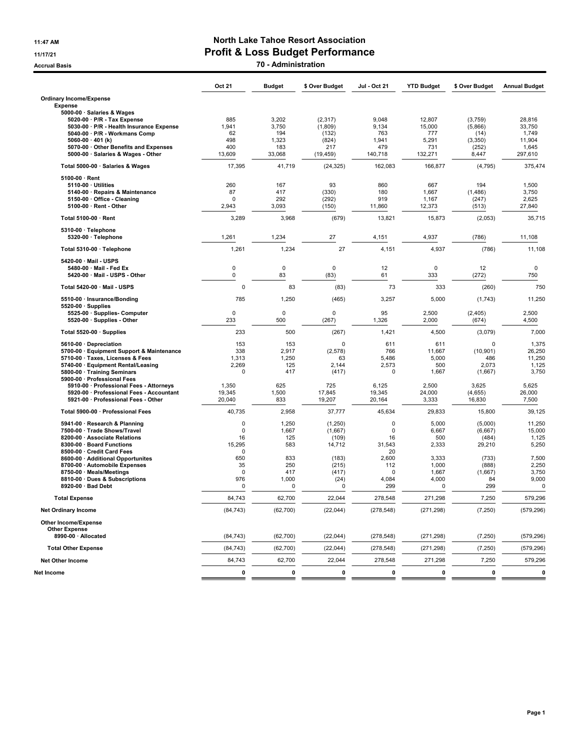11:47 AM

11/17/21

Accrual Basis

# North Lake Tahoe Resort Association

## Profit & Loss Budget Performance

### 70 - Administration

| | Oct 21 | Budget | $ Over Budget | Jul - Oct 21 | YTD Budget | $ Over Budget | Annual Budget |
|---|---|---|---|---|---|---|---|
| **Ordinary Income/Expense** | | | | | | | |
| **Expense** | | | | | | | |
| **5000-00 · Salaries & Wages** | | | | | | | |
| 5020-00 · P/R - Tax Expense | 885 | 3,202 | (2,317) | 9,048 | 12,807 | (3,759) | 28,816 |
| 5030-00 · P/R - Health Insurance Expense | 1,941 | 3,750 | (1,809) | 9,134 | 15,000 | (5,866) | 33,750 |
| 5040-00 · P/R - Workmans Comp | 62 | 194 | (132) | 763 | 777 | (14) | 1,749 |
| 5060-00 · 401 (k) | 498 | 1,323 | (824) | 1,941 | 5,291 | (3,350) | 11,904 |
| 5070-00 · Other Benefits and Expenses | 400 | 183 | 217 | 479 | 731 | (252) | 1,645 |
| 5000-00 · Salaries & Wages - Other | 13,609 | 33,068 | (19,459) | 140,718 | 132,271 | 8,447 | 297,610 |
| **Total 5000-00 · Salaries & Wages** | 17,395 | 41,719 | (24,325) | 162,083 | 166,877 | (4,795) | 375,474 |
| **5100-00 · Rent** | | | | | | | |
| 5110-00 · Utilities | 260 | 167 | 93 | 860 | 667 | 194 | 1,500 |
| 5140-00 · Repairs & Maintenance | 87 | 417 | (330) | 180 | 1,667 | (1,486) | 3,750 |
| 5150-00 · Office - Cleaning | 0 | 292 | (292) | 919 | 1,167 | (247) | 2,625 |
| 5100-00 · Rent - Other | 2,943 | 3,093 | (150) | 11,860 | 12,373 | (513) | 27,840 |
| **Total 5100-00 · Rent** | 3,289 | 3,968 | (679) | 13,821 | 15,873 | (2,053) | 35,715 |
| **5310-00 · Telephone** | | | | | | | |
| 5320-00 · Telephone | 1,261 | 1,234 | 27 | 4,151 | 4,937 | (786) | 11,108 |
| **Total 5310-00 · Telephone** | 1,261 | 1,234 | 27 | 4,151 | 4,937 | (786) | 11,108 |
| **5420-00 · Mail - USPS** | | | | | | | |
| 5480-00 · Mail - Fed Ex | 0 | 0 | 0 | 12 | 0 | 12 | 0 |
| 5420-00 · Mail - USPS - Other | 0 | 83 | (83) | 61 | 333 | (272) | 750 |
| **Total 5420-00 · Mail - USPS** | 0 | 83 | (83) | 73 | 333 | (260) | 750 |
| 5510-00 · Insurance/Bonding | 785 | 1,250 | (465) | 3,257 | 5,000 | (1,743) | 11,250 |
| **5520-00 · Supplies** | | | | | | | |
| 5525-00 · Supplies- Computer | 0 | 0 | 0 | 95 | 2,500 | (2,405) | 2,500 |
| 5520-00 · Supplies - Other | 233 | 500 | (267) | 1,326 | 2,000 | (674) | 4,500 |
| **Total 5520-00 · Supplies** | 233 | 500 | (267) | 1,421 | 4,500 | (3,079) | 7,000 |
| 5610-00 · Depreciation | 153 | 153 | 0 | 611 | 611 | 0 | 1,375 |
| 5700-00 · Equipment Support & Maintenance | 338 | 2,917 | (2,578) | 766 | 11,667 | (10,901) | 26,250 |
| 5710-00 · Taxes, Licenses & Fees | 1,313 | 1,250 | 63 | 5,486 | 5,000 | 486 | 11,250 |
| 5740-00 · Equipment Rental/Leasing | 2,269 | 125 | 2,144 | 2,573 | 500 | 2,073 | 1,125 |
| 5800-00 · Training Seminars | 0 | 417 | (417) | 0 | 1,667 | (1,667) | 3,750 |
| **5900-00 · Professional Fees** | | | | | | | |
| 5910-00 · Professional Fees - Attorneys | 1,350 | 625 | 725 | 6,125 | 2,500 | 3,625 | 5,625 |
| 5920-00 · Professional Fees - Accountant | 19,345 | 1,500 | 17,845 | 19,345 | 24,000 | (4,655) | 26,000 |
| 5921-00 · Professional Fees - Other | 20,040 | 833 | 19,207 | 20,164 | 3,333 | 16,830 | 7,500 |
| **Total 5900-00 · Professional Fees** | 40,735 | 2,958 | 37,777 | 45,634 | 29,833 | 15,800 | 39,125 |
| 5941-00 · Research & Planning | 0 | 1,250 | (1,250) | 0 | 5,000 | (5,000) | 11,250 |
| 7500-00 · Trade Shows/Travel | 0 | 1,667 | (1,667) | 0 | 6,667 | (6,667) | 15,000 |
| 8200-00 · Associate Relations | 16 | 125 | (109) | 16 | 500 | (484) | 1,125 |
| 8300-00 · Board Functions | 15,295 | 583 | 14,712 | 31,543 | 2,333 | 29,210 | 5,250 |
| 8500-00 · Credit Card Fees | 0 | | | 20 | | | |
| 8600-00 · Additional Opportunites | 650 | 833 | (183) | 2,600 | 3,333 | (733) | 7,500 |
| 8700-00 · Automobile Expenses | 35 | 250 | (215) | 112 | 1,000 | (888) | 2,250 |
| 8750-00 · Meals/Meetings | 0 | 417 | (417) | 0 | 1,667 | (1,667) | 3,750 |
| 8810-00 · Dues & Subscriptions | 976 | 1,000 | (24) | 4,084 | 4,000 | 84 | 9,000 |
| 8920-00 · Bad Debt | 0 | 0 | 0 | 299 | 0 | 299 | 0 |
| **Total Expense** | 84,743 | 62,700 | 22,044 | 278,548 | 271,298 | 7,250 | 579,296 |
| **Net Ordinary Income** | (84,743) | (62,700) | (22,044) | (278,548) | (271,298) | (7,250) | (579,296) |
| **Other Income/Expense** | | | | | | | |
| **Other Expense** | | | | | | | |
| 8990-00 · Allocated | (84,743) | (62,700) | (22,044) | (278,548) | (271,298) | (7,250) | (579,296) |
| **Total Other Expense** | (84,743) | (62,700) | (22,044) | (278,548) | (271,298) | (7,250) | (579,296) |
| **Net Other Income** | 84,743 | 62,700 | 22,044 | 278,548 | 271,298 | 7,250 | 579,296 |
| **Net Income** | 0 | 0 | 0 | 0 | 0 | 0 | 0 |